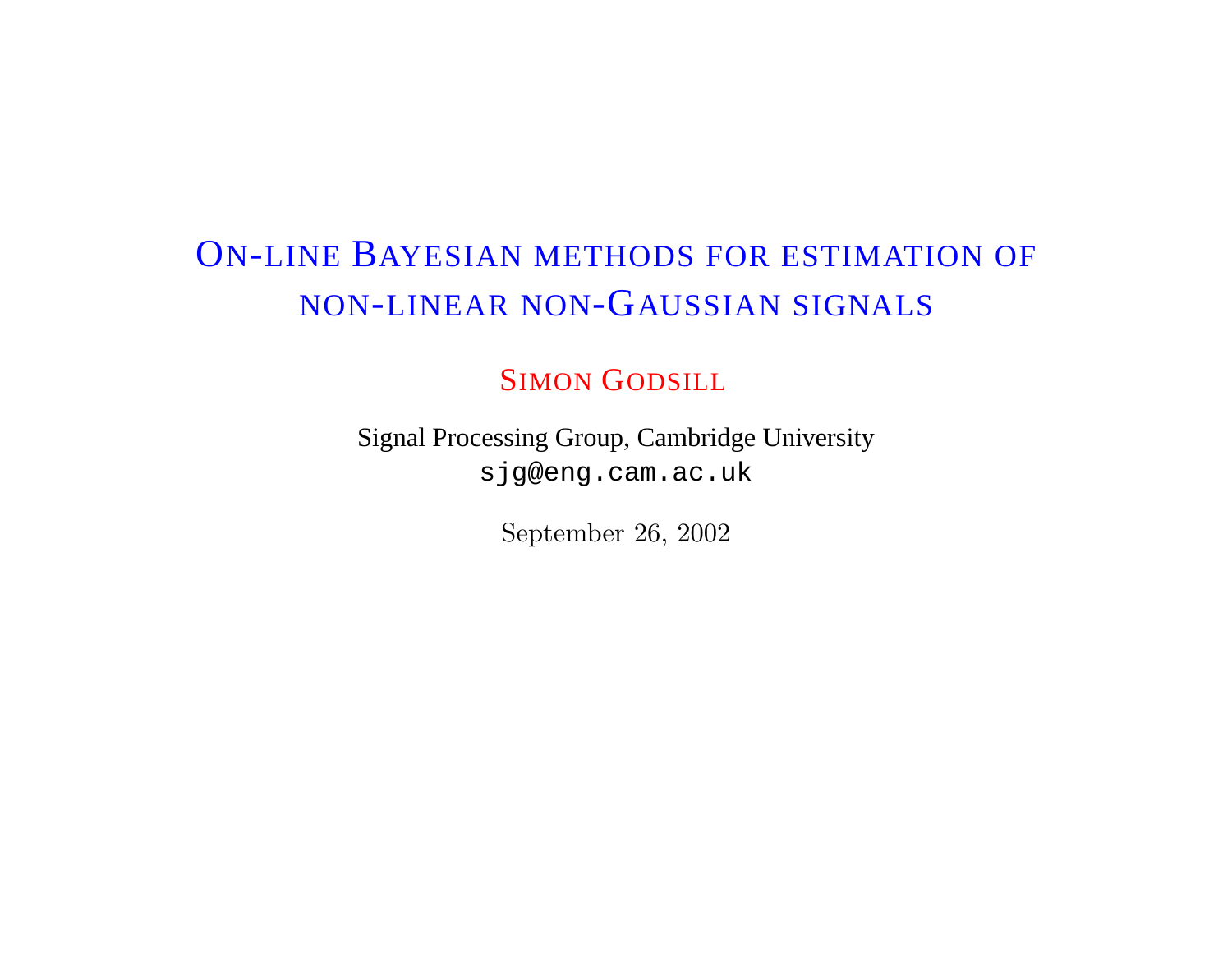# ON-LINE BAYESIAN METHODS FOR ESTIMATION OF NON-LINEAR NON-GAUSSIAN SIGNALS

SIMON GODSILL

Signal Processing Group, Cambridge University

sjg@eng.cam.ac.uk

September 26, 2002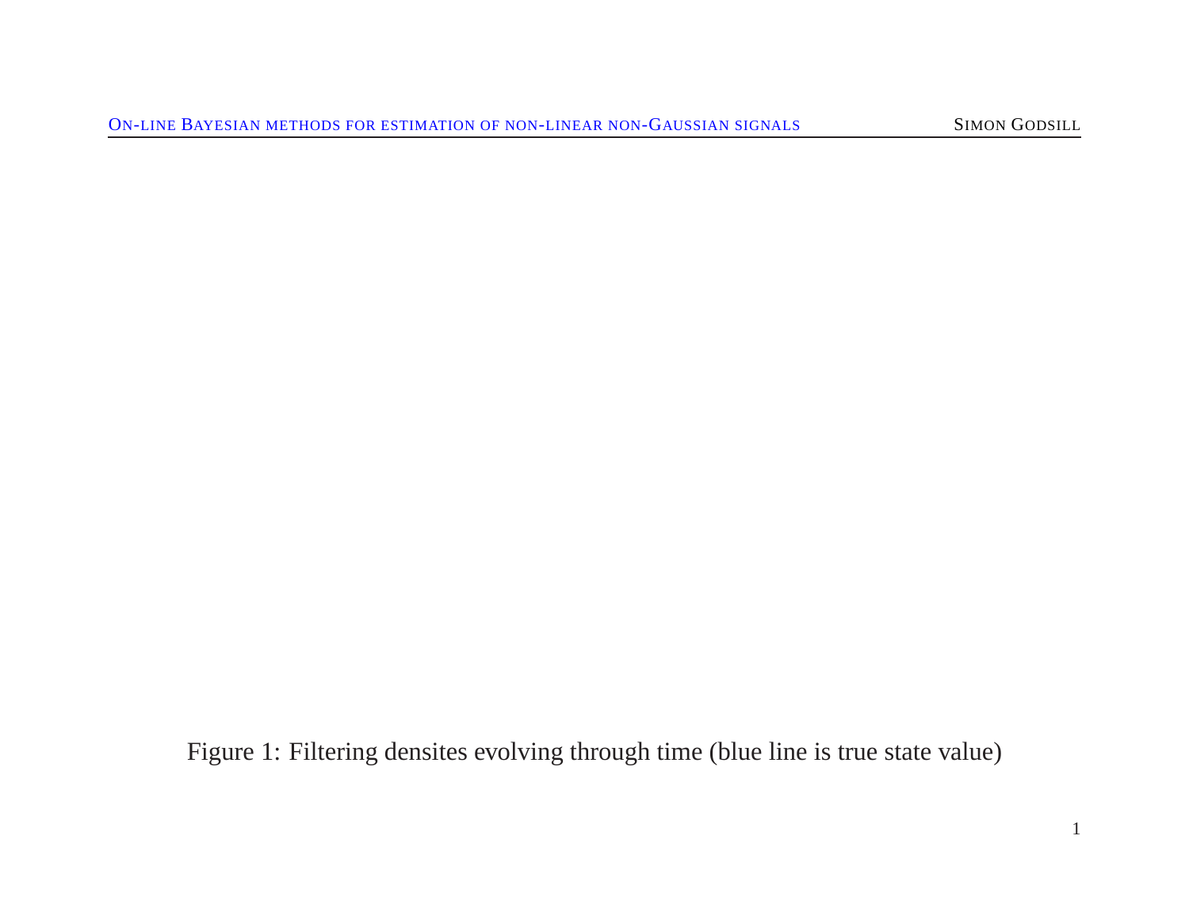Figure 1: Filtering densites evolving through time (blue line is true state value)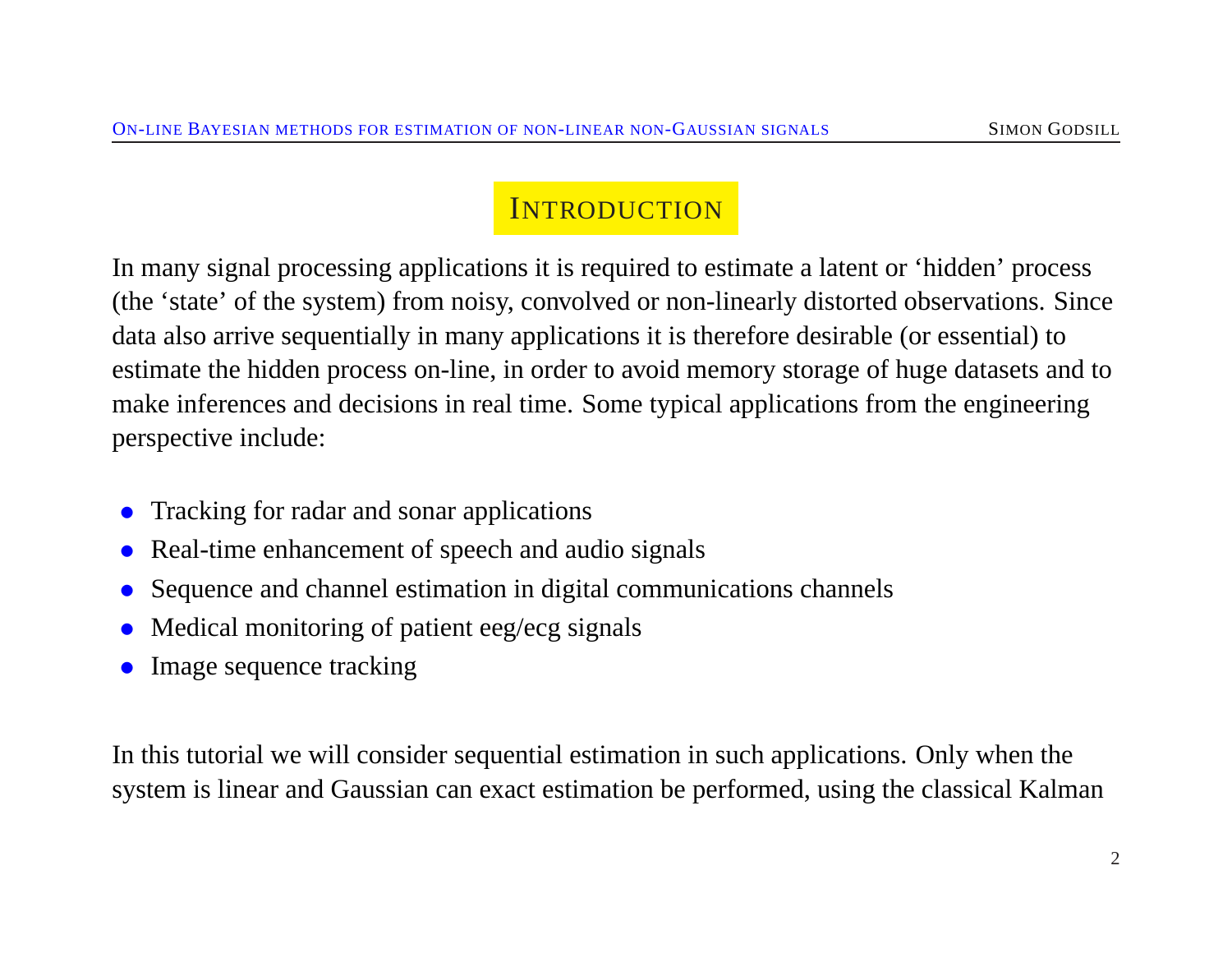# INTRODUCTION

In many signal processing applications it is required to estimate a latent or 'hidden' process (the 'state' of the system) from noisy, convolved or non-linearly distorted observations. Since data also arrive sequentially in many applications it is therefore desirable (or essential) to estimate the hidden process on-line, in order to avoid memory storage of huge datasets and to make inferences and decisions in real time. Some typical applications from the engineering perspective include:

- Tracking for radar and sonar applications
- Real-time enhancement of speech and audio signals
- Sequence and channel estimation in digital communications channels
- Medical monitoring of patient eeg/ecg signals
- Image sequence tracking

In this tutorial we will consider sequential estimation in such applications. Only when the system is linear and Gaussian can exact estimation be performed, using the classical Kalman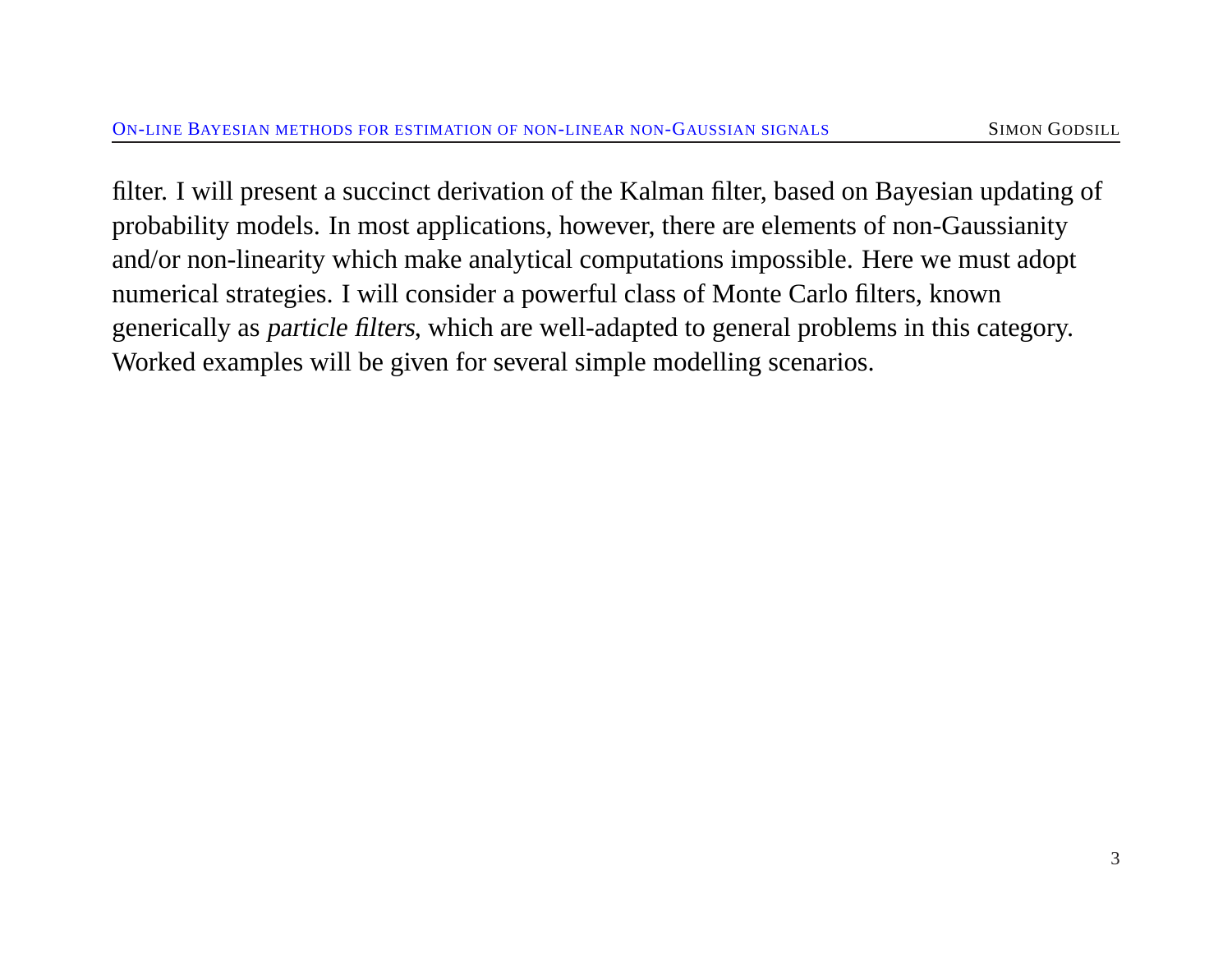filter. I will present a succinct derivation of the Kalman filter, based on Bayesian updating of probability models. In most applications, however, there are elements of non-Gaussianity and/or non-linearity which make analytical computations impossible. Here we must adopt numerical strategies. I will consider a powerful class of Monte Carlo filters, known generically as *particle filters*, which are well-adapted to general problems in this category. Worked examples will be given for several simple modelling scenarios.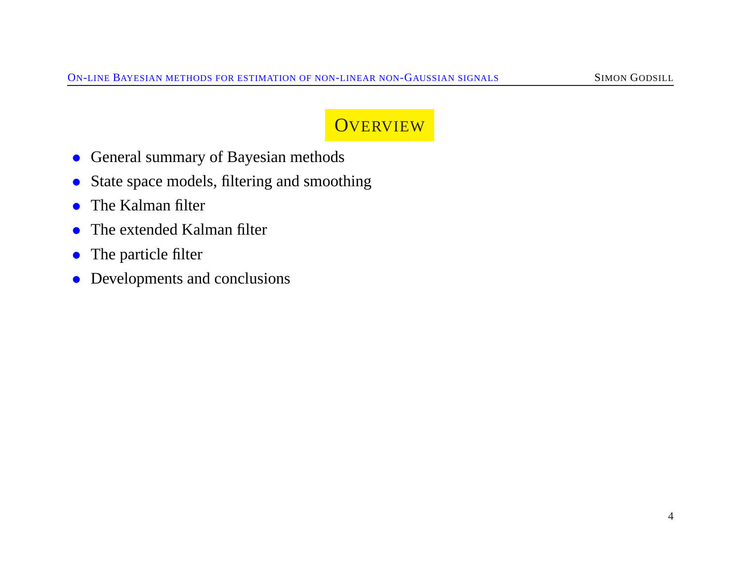## Overview

- General summary of Bayesian methods
- State space models, filtering and smoothing
- The Kalman filter
- The extended Kalman filter
- The particle filter
- Developments and conclusions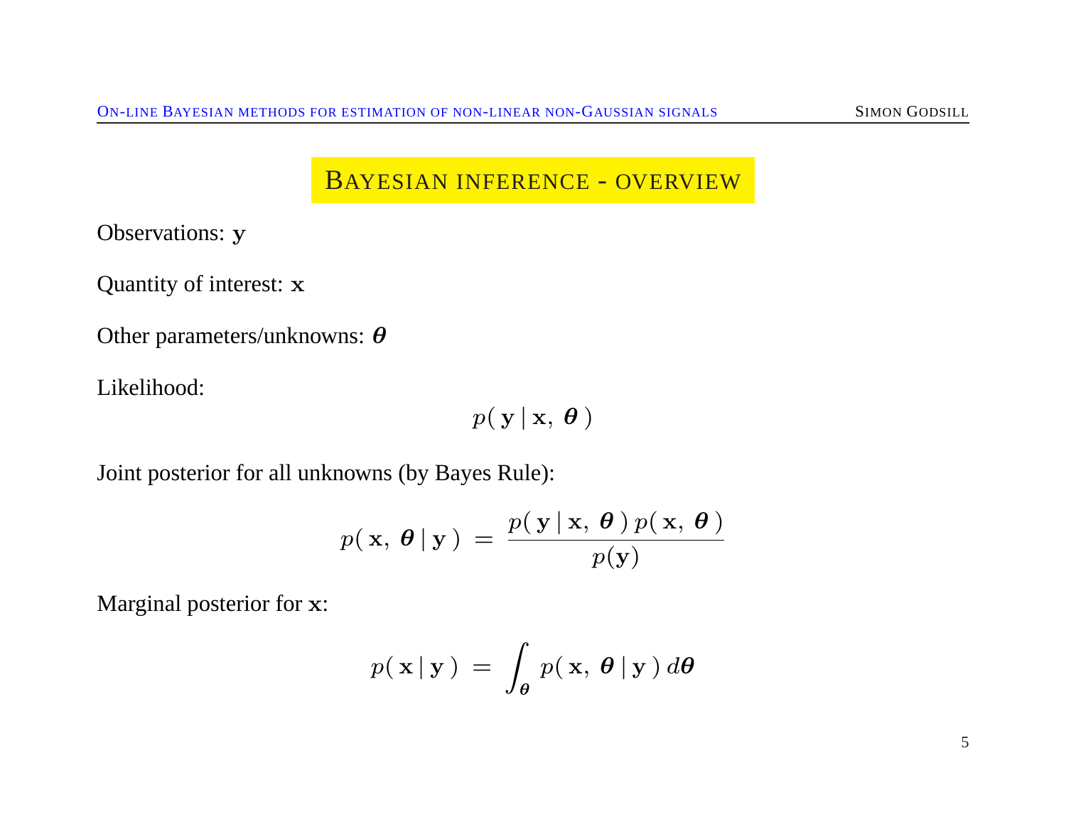## Bayesian inference - overview

Observations: $\mathbf{y}$

Quantity of interest: $\mathbf{x}$

Other parameters/unknowns: $\boldsymbol{\theta}$

Likelihood:

$$p(\,\mathbf{y}\,|\,\mathbf{x},\;\boldsymbol{\theta}\,)$$

Joint posterior for all unknowns (by Bayes Rule):

$$p(\,\mathbf{x},\;\boldsymbol{\theta}\,|\,\mathbf{y}\,)\;=\;\frac{p(\,\mathbf{y}\,|\,\mathbf{x},\;\boldsymbol{\theta}\,)\,p(\,\mathbf{x},\;\boldsymbol{\theta}\,)}{p(\mathbf{y})}$$

Marginal posterior for $\mathbf{x}$:

$$p(\,\mathbf{x}\,|\,\mathbf{y}\,)\;=\;\int_{\boldsymbol{\theta}}p(\,\mathbf{x},\;\boldsymbol{\theta}\,|\,\mathbf{y}\,)\,d\boldsymbol{\theta}$$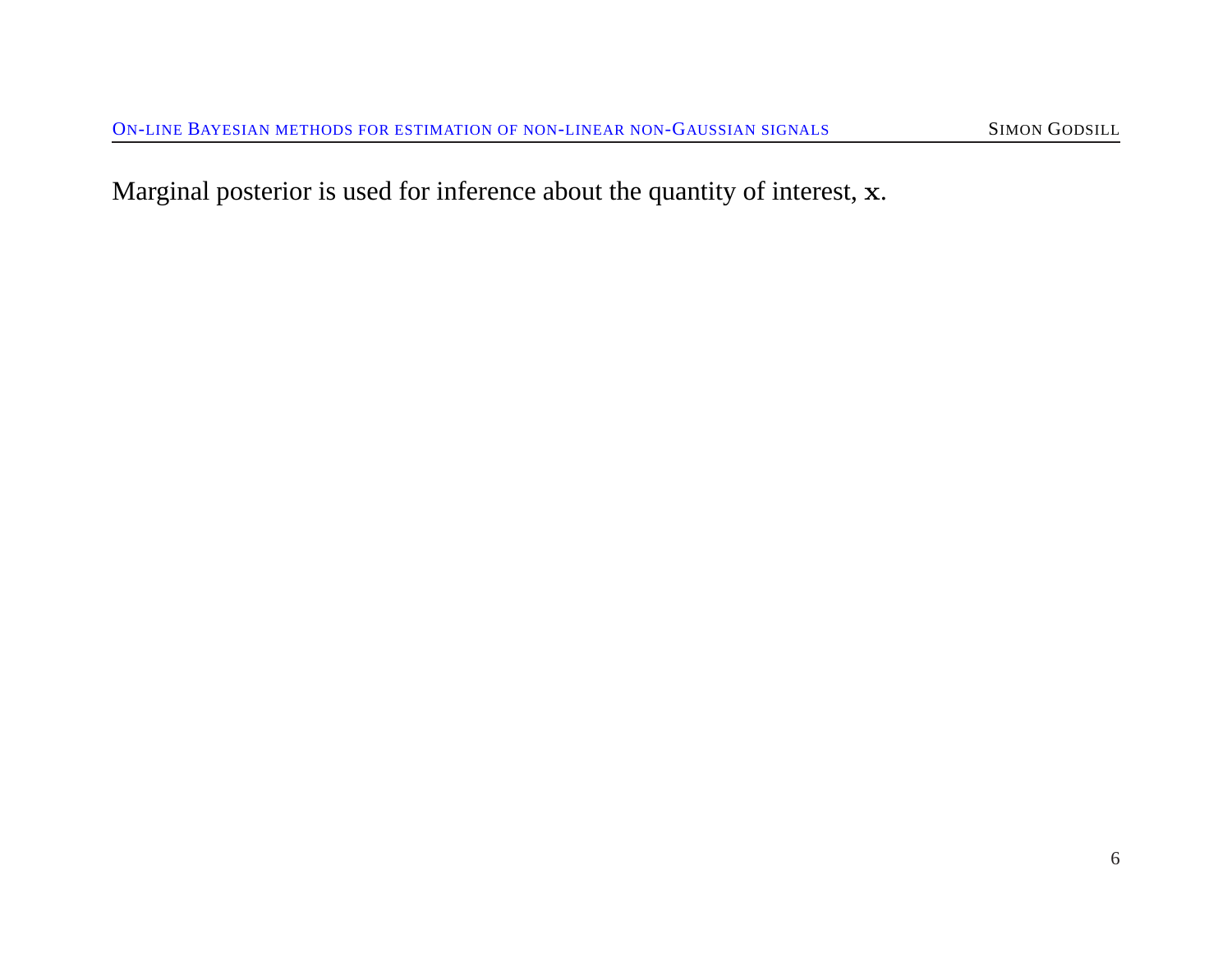Marginal posterior is used for inference about the quantity of interest, $\mathbf{x}$.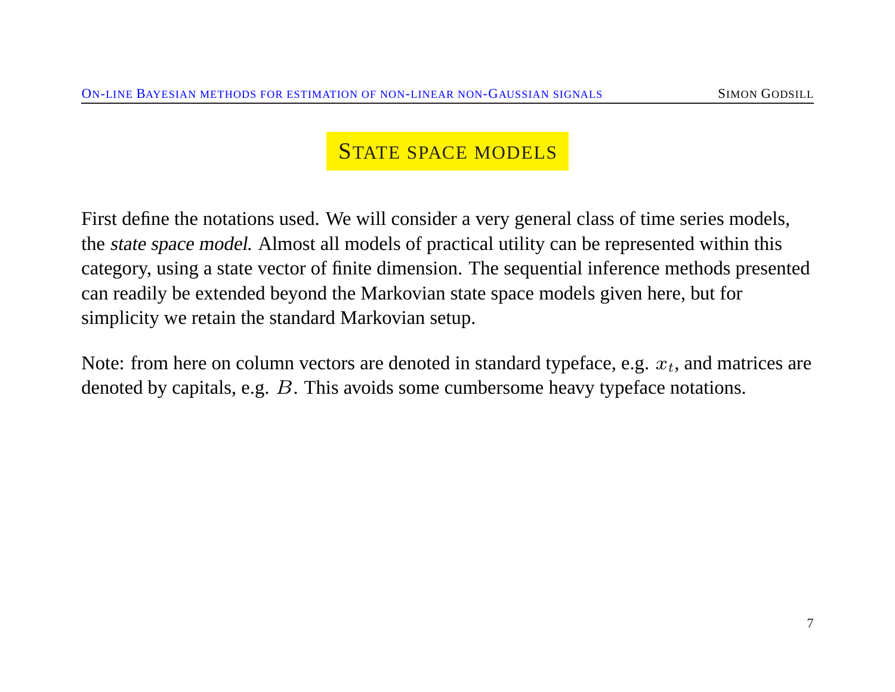## State space models

First define the notations used. We will consider a very general class of time series models, the *state space model*. Almost all models of practical utility can be represented within this category, using a state vector of finite dimension. The sequential inference methods presented can readily be extended beyond the Markovian state space models given here, but for simplicity we retain the standard Markovian setup.

Note: from here on column vectors are denoted in standard typeface, e.g. $x_t$, and matrices are denoted by capitals, e.g. $B$. This avoids some cumbersome heavy typeface notations.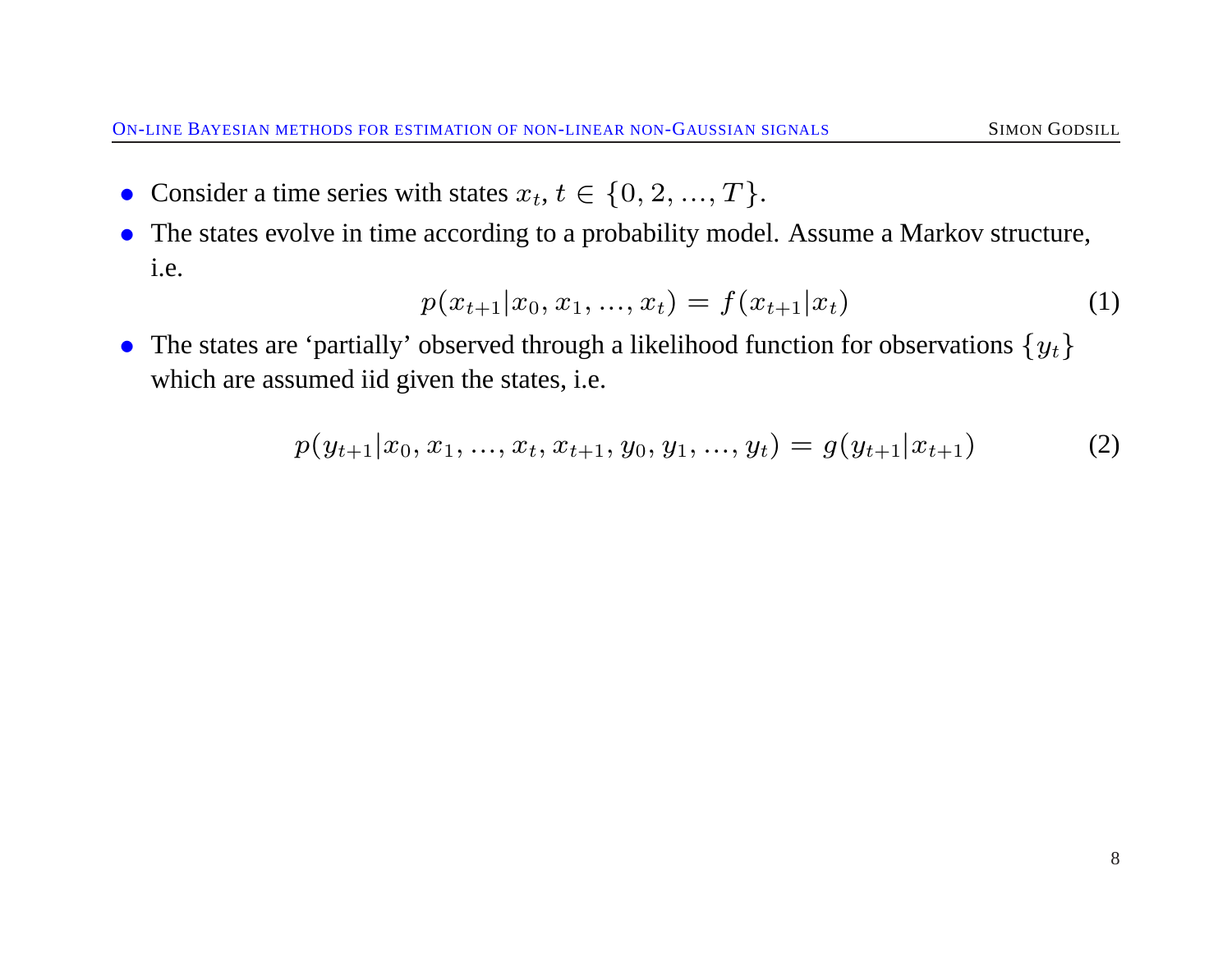- Consider a time series with states $x_t$, $t \in \{0, 2, ..., T\}$.
- The states evolve in time according to a probability model. Assume a Markov structure, i.e.

$$p(x_{t+1}|x_0, x_1, ..., x_t) = f(x_{t+1}|x_t) \tag{1}$$

- The states are 'partially' observed through a likelihood function for observations $\{y_t\}$ which are assumed iid given the states, i.e.

$$p(y_{t+1}|x_0, x_1, ..., x_t, x_{t+1}, y_0, y_1, ..., y_t) = g(y_{t+1}|x_{t+1}) \tag{2}$$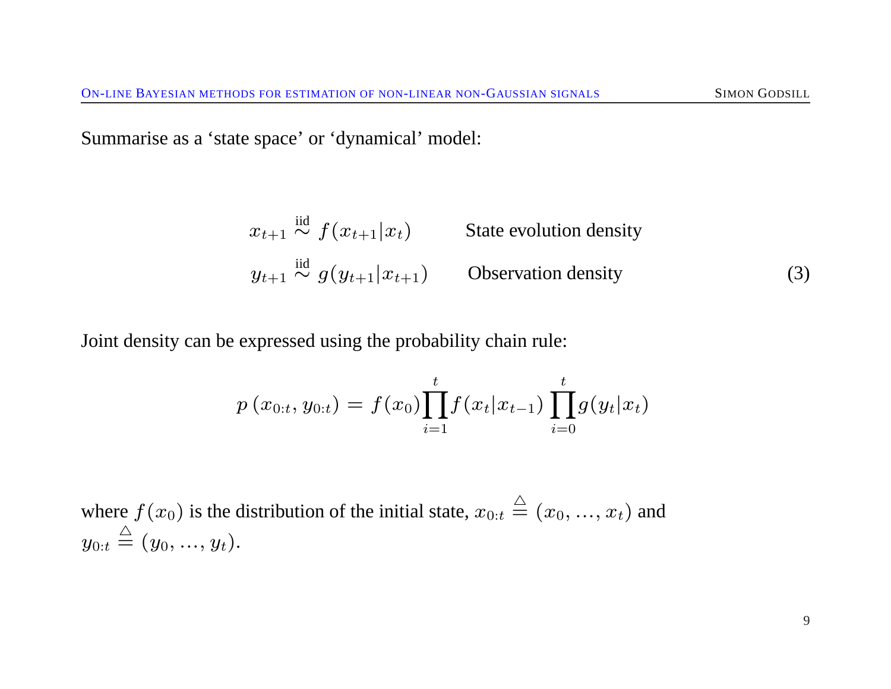Summarise as a ‘state space’ or ‘dynamical’ model:

$$
\begin{aligned}
x_{t+1} &\overset{\text{iid}}{\sim} f(x_{t+1}|x_t) && \text{State evolution density} \\
y_{t+1} &\overset{\text{iid}}{\sim} g(y_{t+1}|x_{t+1}) && \text{Observation density}
\end{aligned}
\tag{3}
$$

Joint density can be expressed using the probability chain rule:

$$
p\left(x_{0:t}, y_{0:t}\right) = f(x_0) \prod_{i=1}^{t} f(x_t|x_{t-1}) \prod_{i=0}^{t} g(y_t|x_t)
$$

where $f(x_0)$ is the distribution of the initial state, $x_{0:t} \triangleq (x_0, \ldots, x_t)$ and $y_{0:t} \triangleq (y_0, \ldots, y_t)$.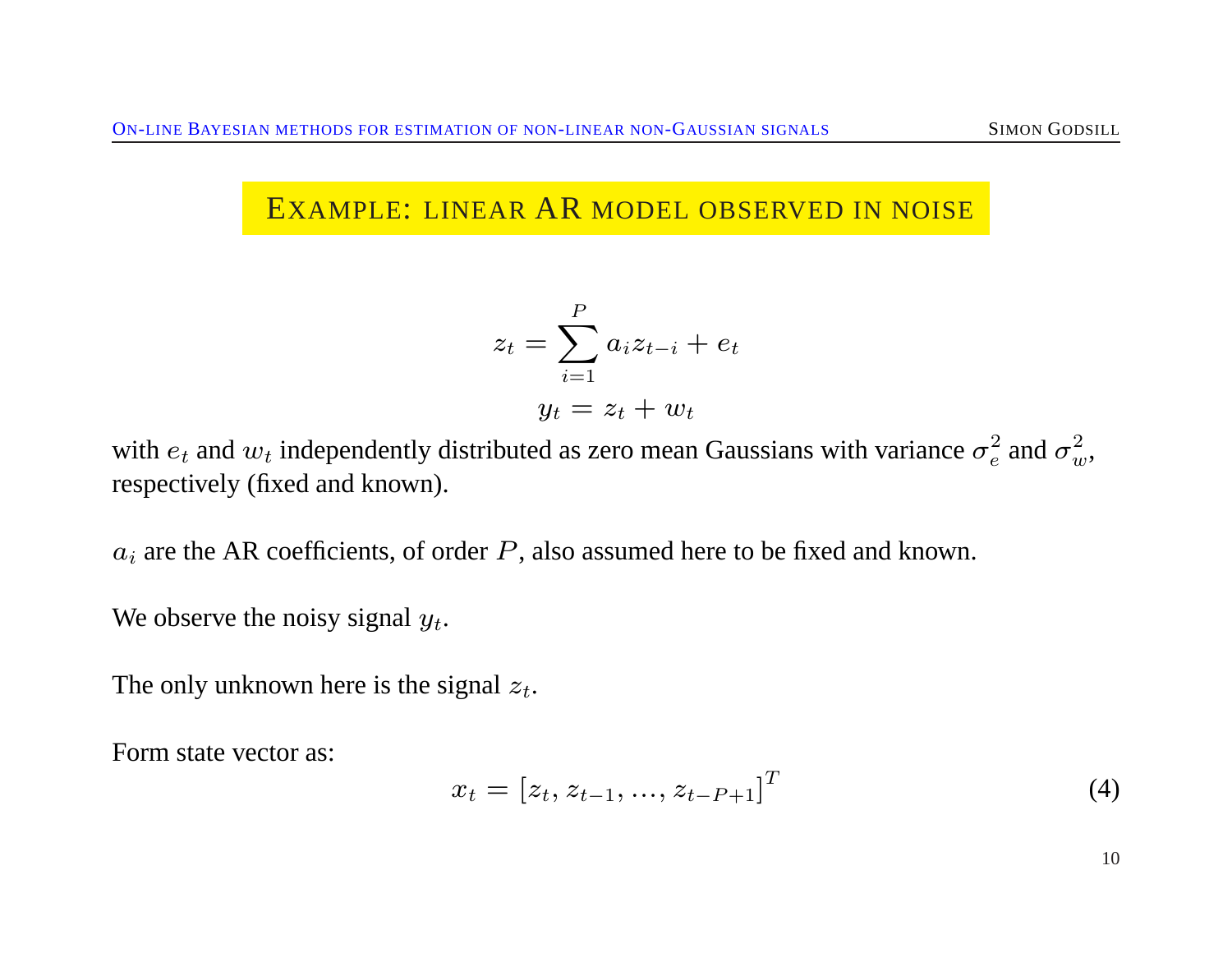## EXAMPLE: LINEAR AR MODEL OBSERVED IN NOISE

$$z_t = \sum_{i=1}^{P} a_i z_{t-i} + e_t$$

$$y_t = z_t + w_t$$

with $e_t$ and $w_t$ independently distributed as zero mean Gaussians with variance $\sigma_e^2$ and $\sigma_w^2$, respectively (fixed and known).

$a_i$ are the AR coefficients, of order $P$, also assumed here to be fixed and known.

We observe the noisy signal $y_t$.

The only unknown here is the signal $z_t$.

Form state vector as:

$$x_t = [z_t, z_{t-1}, ..., z_{t-P+1}]^T \tag{4}$$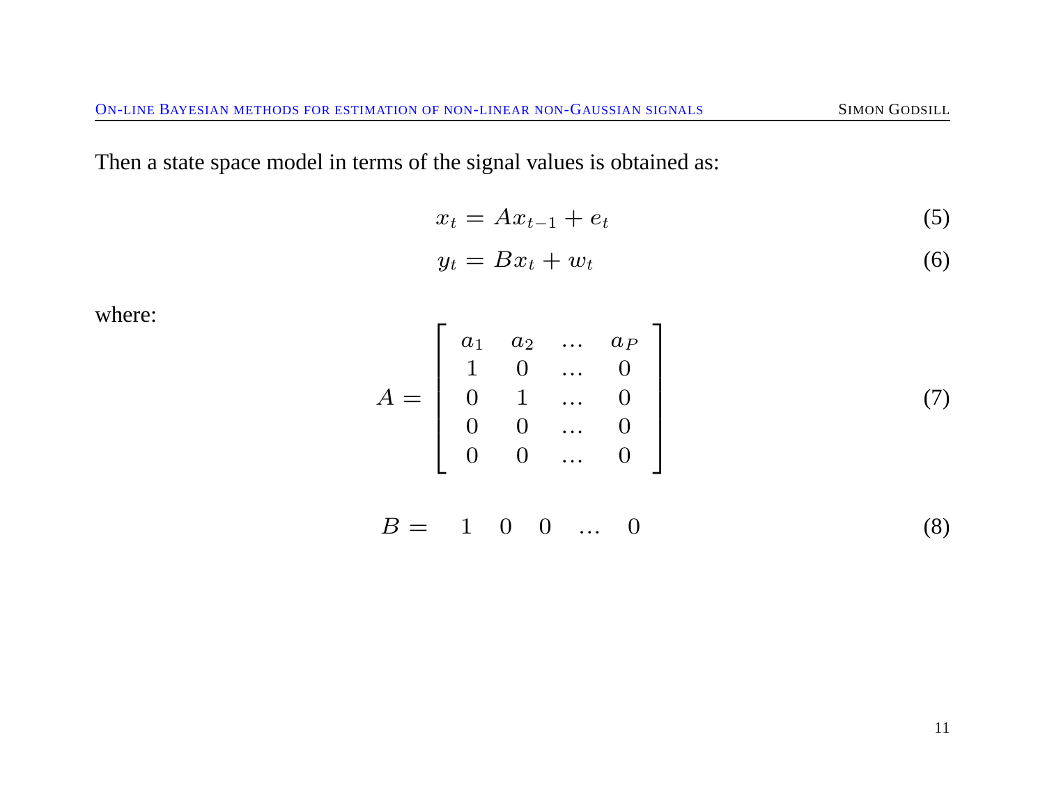Then a state space model in terms of the signal values is obtained as:

$$x_t = Ax_{t-1} + e_t \tag{5}$$

$$y_t = Bx_t + w_t \tag{6}$$

where:

$$A = \begin{bmatrix} a_1 & a_2 & \ldots & a_P \\ 1 & 0 & \ldots & 0 \\ 0 & 1 & \ldots & 0 \\ 0 & 0 & \ldots & 0 \\ 0 & 0 & \ldots & 0 \end{bmatrix} \tag{7}$$

$$B = \begin{matrix} 1 & 0 & 0 & \ldots & 0 \end{matrix} \tag{8}$$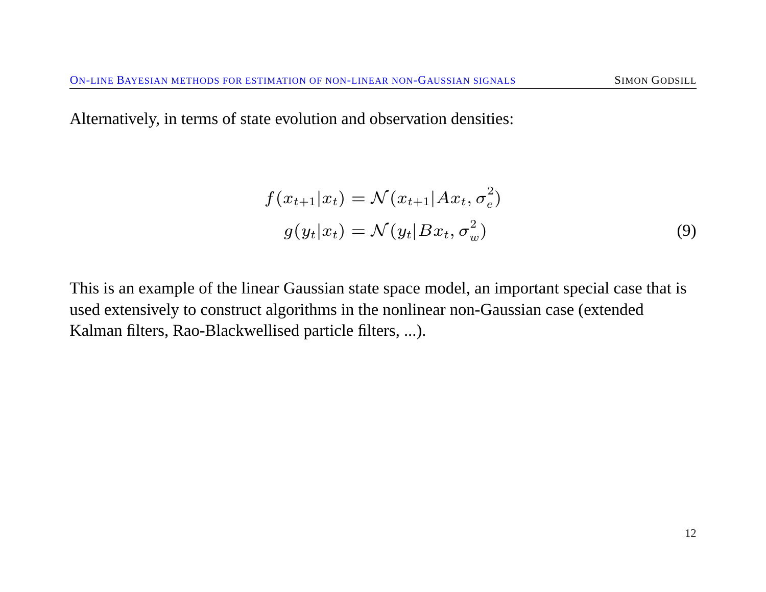Alternatively, in terms of state evolution and observation densities:

$$
\begin{aligned}
f(x_{t+1}|x_t) &= \mathcal{N}(x_{t+1}|Ax_t, \sigma_e^2) \\
g(y_t|x_t) &= \mathcal{N}(y_t|Bx_t, \sigma_w^2)
\end{aligned}
\tag{9}
$$

This is an example of the linear Gaussian state space model, an important special case that is used extensively to construct algorithms in the nonlinear non-Gaussian case (extended Kalman filters, Rao-Blackwellised particle filters, ...).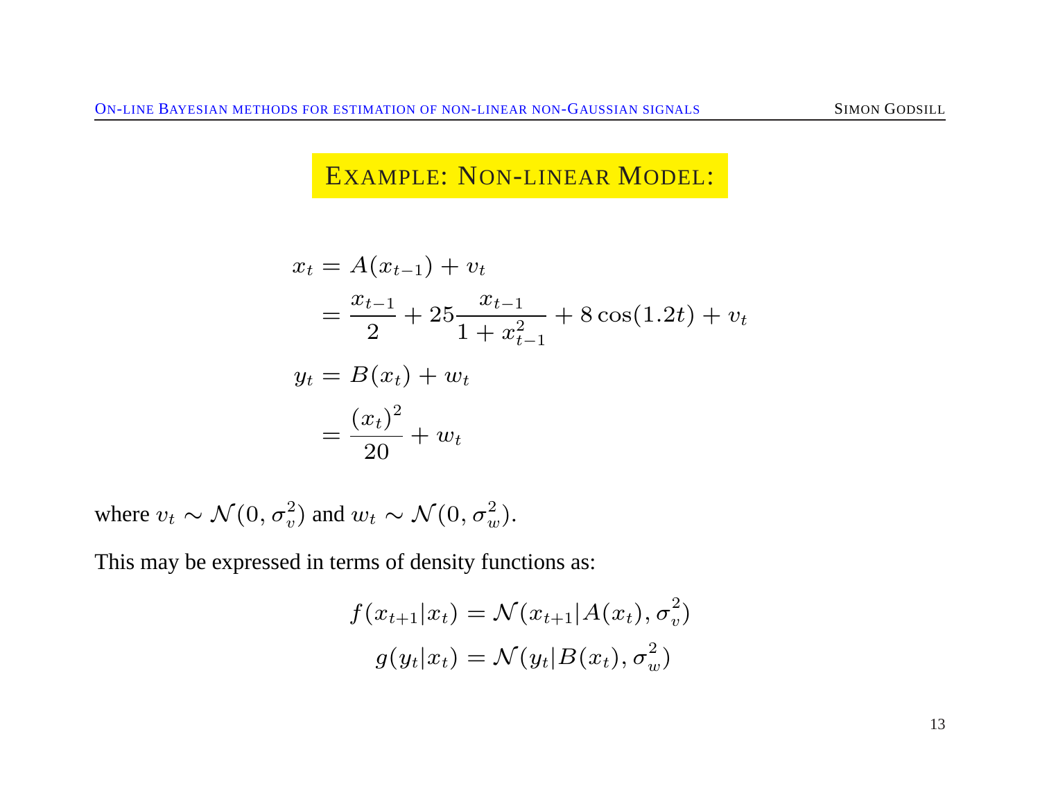## Example: Non-linear Model:

$$
\begin{aligned}
x_t &= A(x_{t-1}) + v_t \\
&= \frac{x_{t-1}}{2} + 25\frac{x_{t-1}}{1 + x_{t-1}^2} + 8\cos(1.2t) + v_t \\
y_t &= B(x_t) + w_t \\
&= \frac{(x_t)^2}{20} + w_t
\end{aligned}
$$

where $v_t \sim \mathcal{N}(0, \sigma_v^2)$ and $w_t \sim \mathcal{N}(0, \sigma_w^2)$.

This may be expressed in terms of density functions as:

$$
f(x_{t+1}|x_t) = \mathcal{N}(x_{t+1}|A(x_t), \sigma_v^2)
$$

$$
g(y_t|x_t) = \mathcal{N}(y_t|B(x_t), \sigma_w^2)
$$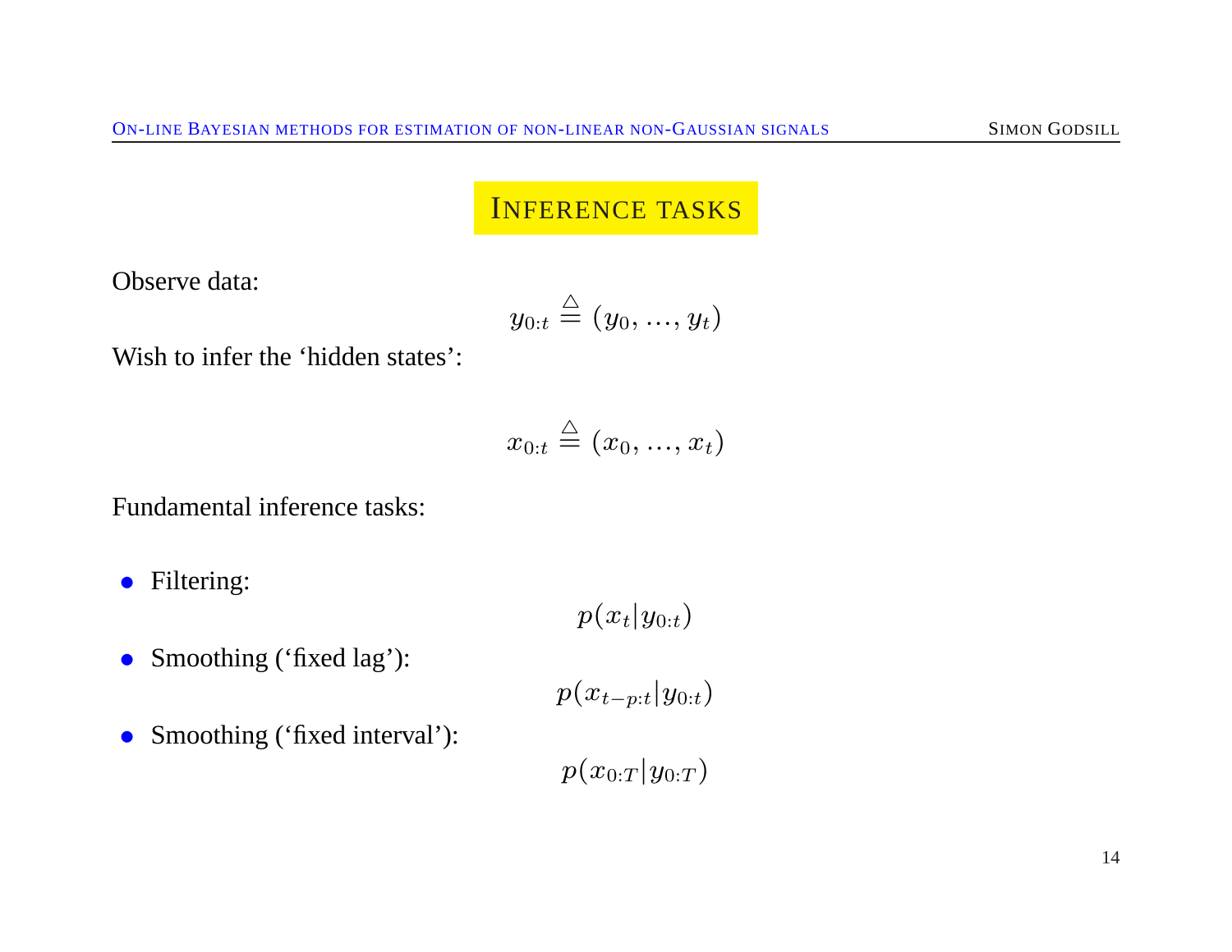## INFERENCE TASKS

Observe data:

$$y_{0:t} \triangleq (y_0, \ldots, y_t)$$

Wish to infer the 'hidden states':

$$x_{0:t} \triangleq (x_0, \ldots, x_t)$$

Fundamental inference tasks:

- Filtering:

$$p(x_t | y_{0:t})$$

- Smoothing ('fixed lag'):

$$p(x_{t-p:t} | y_{0:t})$$

- Smoothing ('fixed interval'):

$$p(x_{0:T} | y_{0:T})$$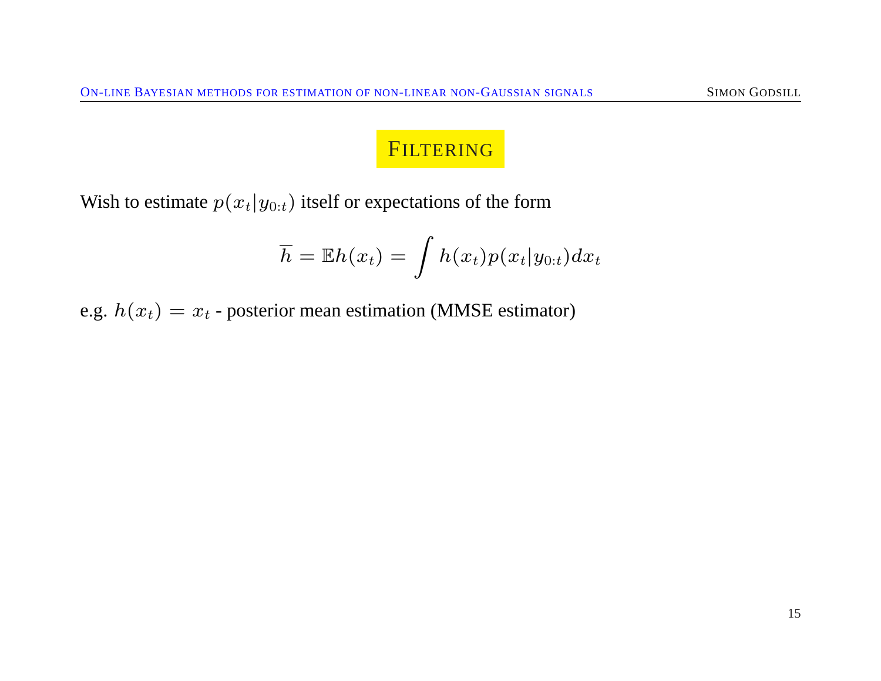# Filtering

Wish to estimate $p(x_t|y_{0:t})$ itself or expectations of the form

$$\overline{h} = \mathbb{E}h(x_t) = \int h(x_t)p(x_t|y_{0:t})dx_t$$

e.g. $h(x_t) = x_t$ - posterior mean estimation (MMSE estimator)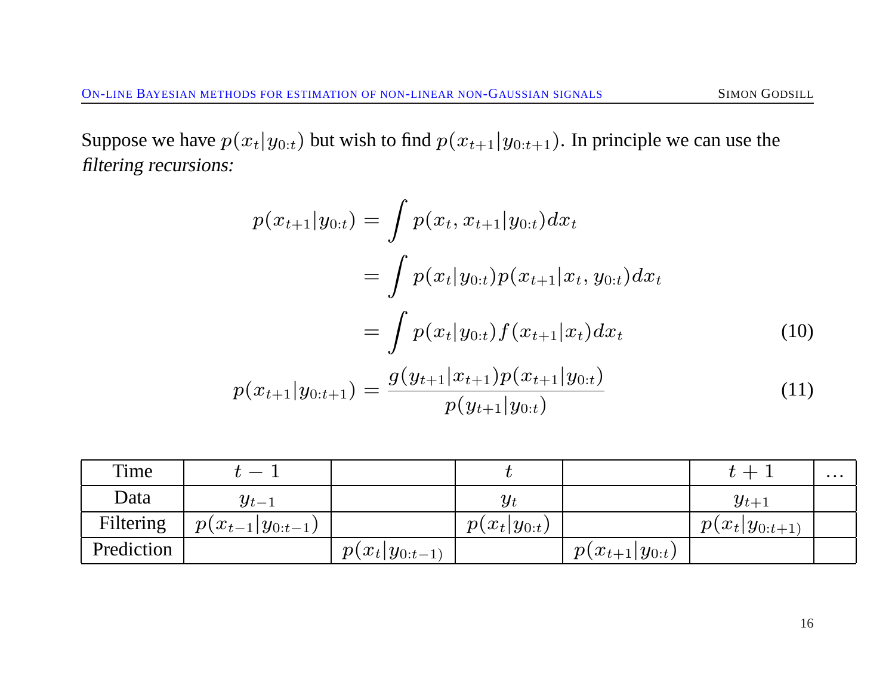Suppose we have $p(x_t|y_{0:t})$ but wish to find $p(x_{t+1}|y_{0:t+1})$. In principle we can use the *filtering recursions:*

$$
\begin{aligned}
p(x_{t+1}|y_{0:t}) &= \int p(x_t, x_{t+1}|y_{0:t}) dx_t \\
&= \int p(x_t|y_{0:t}) p(x_{t+1}|x_t, y_{0:t}) dx_t \\
&= \int p(x_t|y_{0:t}) f(x_{t+1}|x_t) dx_t \qquad (10)
\end{aligned}
$$

$$
p(x_{t+1}|y_{0:t+1}) = \frac{g(y_{t+1}|x_{t+1}) p(x_{t+1}|y_{0:t})}{p(y_{t+1}|y_{0:t})} \qquad (11)
$$

| Time | $t-1$ | | $t$ | | $t+1$ | ... |
|---|---|---|---|---|---|---|
| Data | $y_{t-1}$ | | $y_t$ | | $y_{t+1}$ | |
| Filtering | $p(x_{t-1}\|y_{0:t-1})$ | | $p(x_t\|y_{0:t})$ | | $p(x_t\|y_{0:t+1})$ | |
| Prediction | | $p(x_t\|y_{0:t-1})$ | | $p(x_{t+1}\|y_{0:t})$ | | |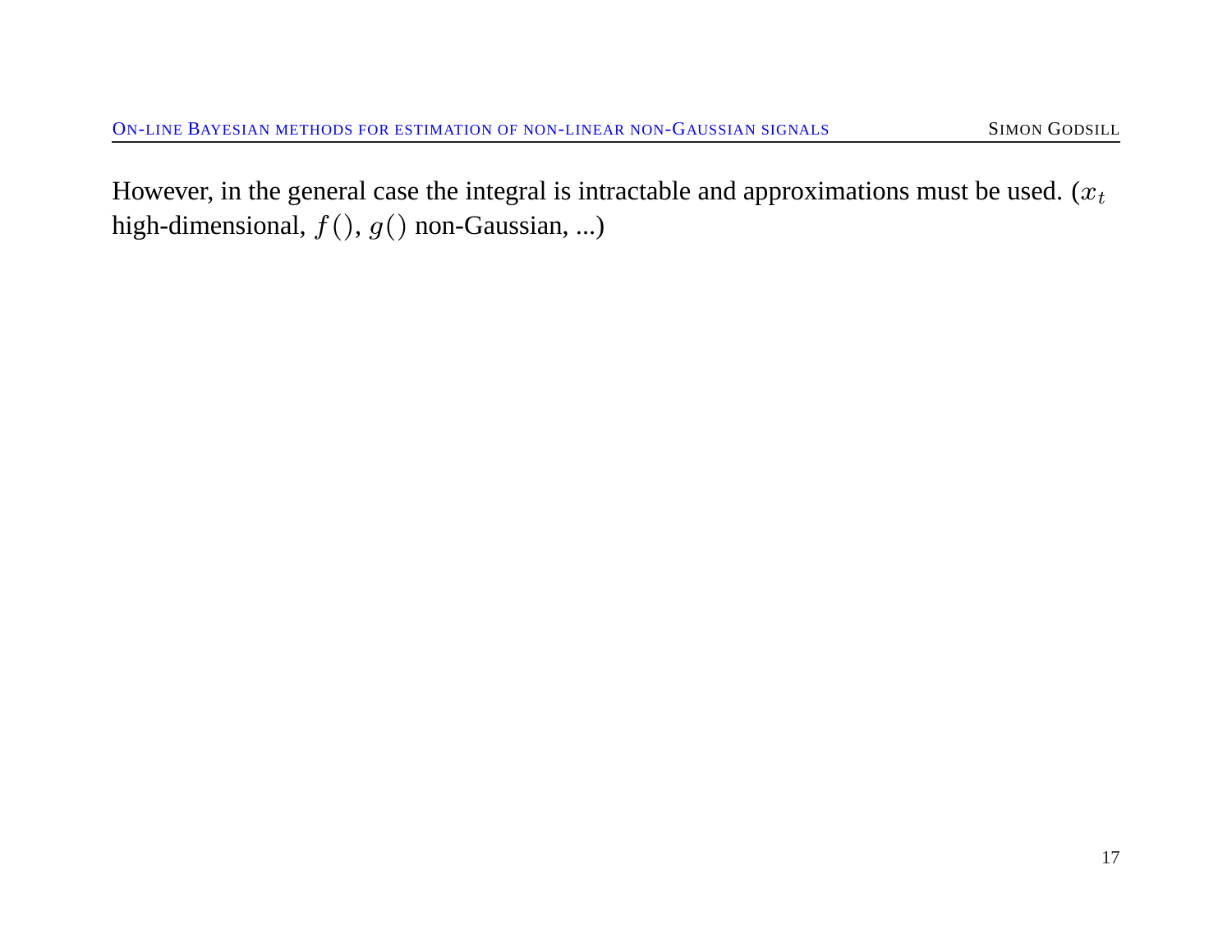However, in the general case the integral is intractable and approximations must be used. ($x_t$ high-dimensional, $f()$, $g()$ non-Gaussian, ...)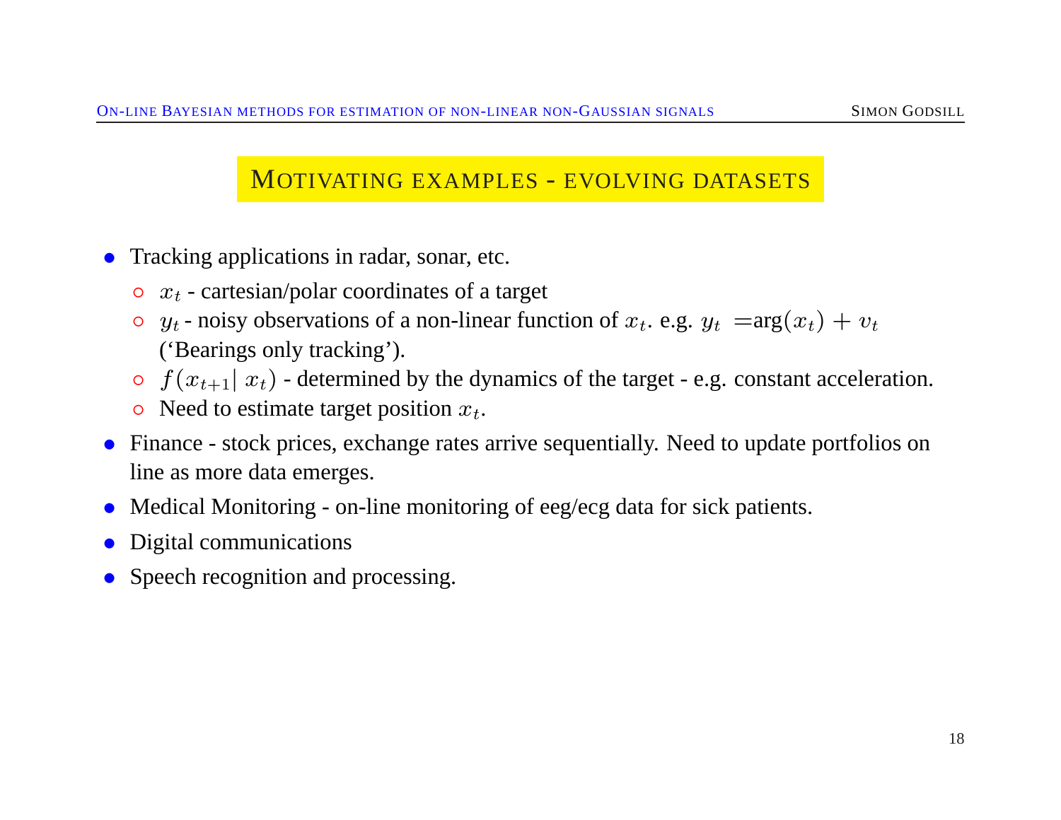## MOTIVATING EXAMPLES - EVOLVING DATASETS

- Tracking applications in radar, sonar, etc.
  - $x_t$ - cartesian/polar coordinates of a target
  - $y_t$ - noisy observations of a non-linear function of $x_t$. e.g. $y_t$ =arg$(x_t) + v_t$ ('Bearings only tracking').
  - $f(x_{t+1}|\, x_t)$ - determined by the dynamics of the target - e.g. constant acceleration.
  - Need to estimate target position $x_t$.
- Finance - stock prices, exchange rates arrive sequentially. Need to update portfolios on line as more data emerges.
- Medical Monitoring - on-line monitoring of eeg/ecg data for sick patients.
- Digital communications
- Speech recognition and processing.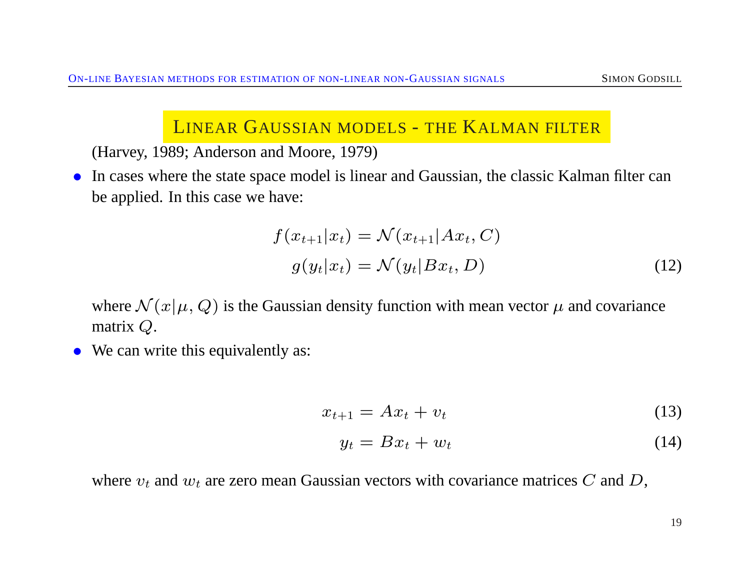## LINEAR GAUSSIAN MODELS - THE KALMAN FILTER

(Harvey, 1989; Anderson and Moore, 1979)

- In cases where the state space model is linear and Gaussian, the classic Kalman filter can be applied. In this case we have:

$$
\begin{aligned}
f(x_{t+1}|x_t) &= \mathcal{N}(x_{t+1}|Ax_t, C) \\
g(y_t|x_t) &= \mathcal{N}(y_t|Bx_t, D)
\end{aligned}
\tag{12}
$$

  where $\mathcal{N}(x|\mu, Q)$ is the Gaussian density function with mean vector $\mu$ and covariance matrix $Q$.

- We can write this equivalently as:

$$
x_{t+1} = Ax_t + v_t \tag{13}
$$

$$
y_t = Bx_t + w_t \tag{14}
$$

  where $v_t$ and $w_t$ are zero mean Gaussian vectors with covariance matrices $C$ and $D$,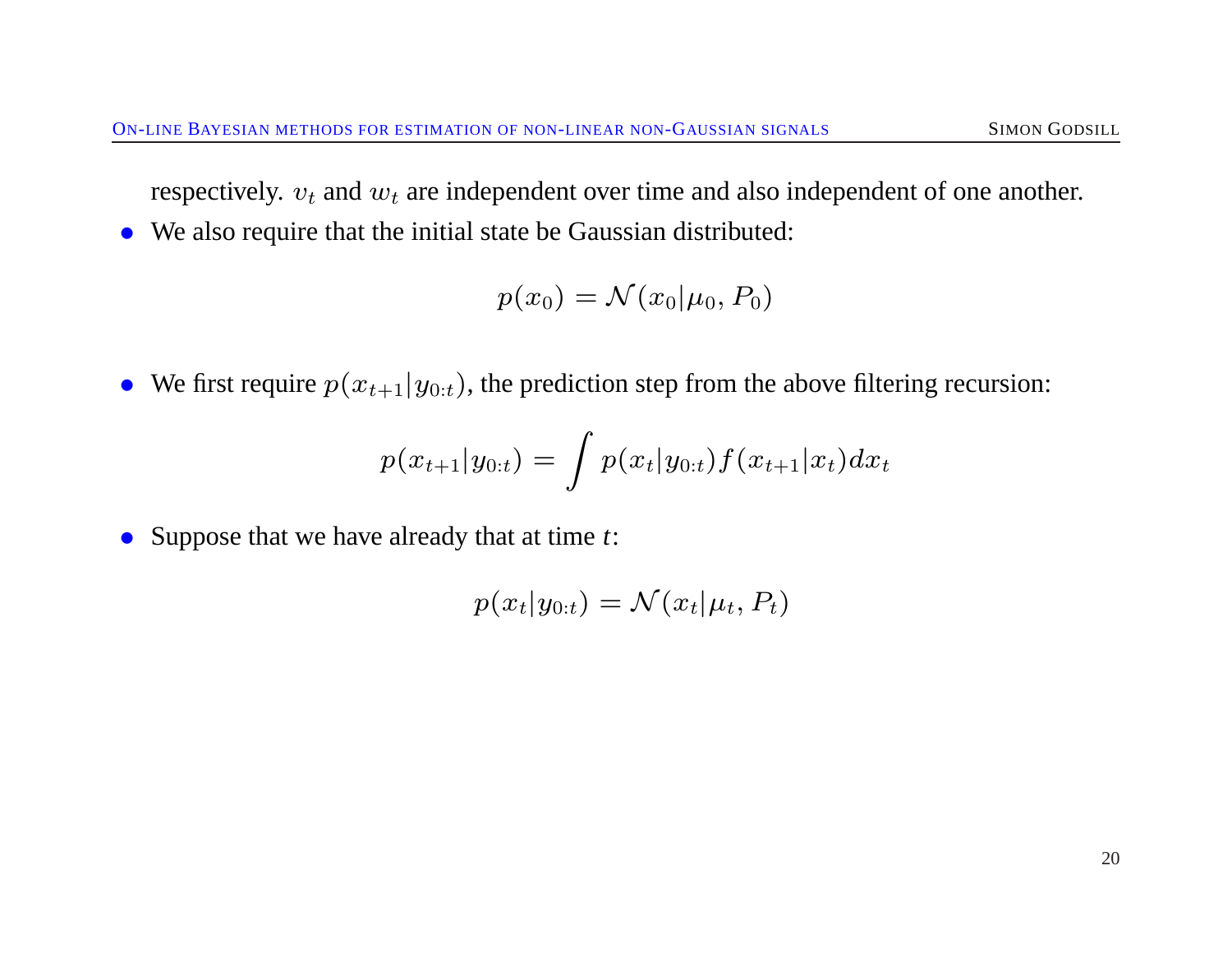respectively. $v_t$ and $w_t$ are independent over time and also independent of one another.

- We also require that the initial state be Gaussian distributed:

$$p(x_0) = \mathcal{N}(x_0|\mu_0, P_0)$$

- We first require $p(x_{t+1}|y_{0:t})$, the prediction step from the above filtering recursion:

$$p(x_{t+1}|y_{0:t}) = \int p(x_t|y_{0:t})f(x_{t+1}|x_t)dx_t$$

- Suppose that we have already that at time *t*:

$$p(x_t|y_{0:t}) = \mathcal{N}(x_t|\mu_t, P_t)$$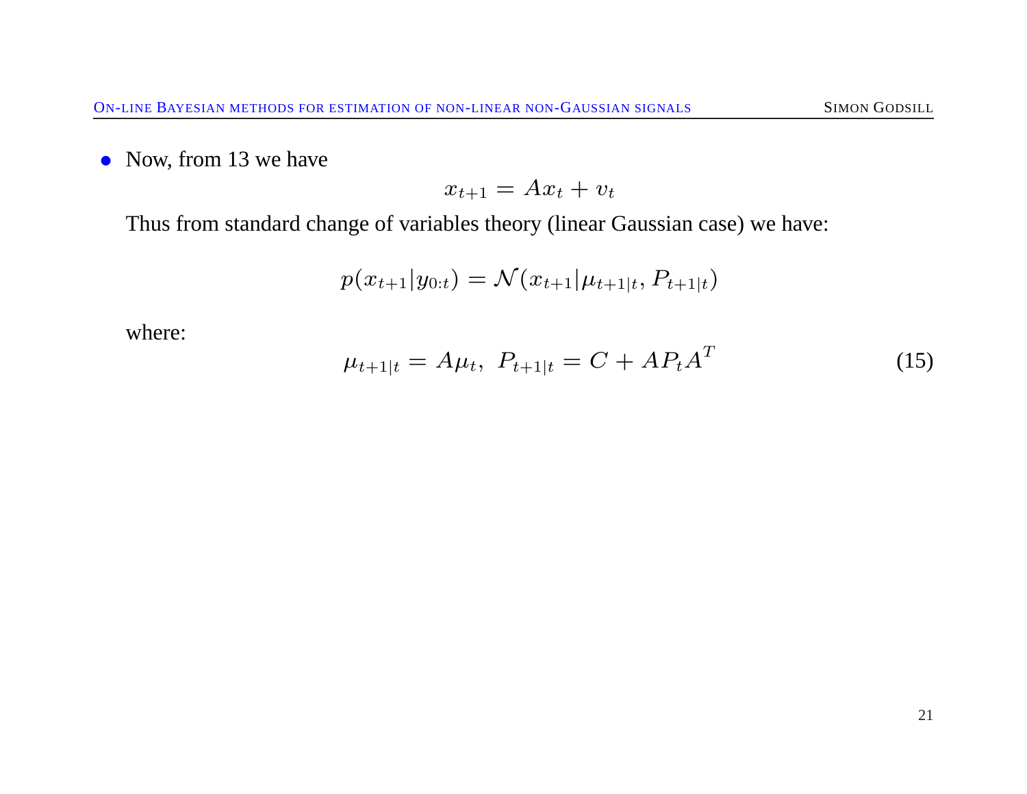- Now, from 13 we have

$$x_{t+1} = Ax_t + v_t$$

Thus from standard change of variables theory (linear Gaussian case) we have:

$$p(x_{t+1}|y_{0:t}) = \mathcal{N}(x_{t+1}|\mu_{t+1|t}, P_{t+1|t})$$

where:

$$\mu_{t+1|t} = A\mu_t,\ P_{t+1|t} = C + AP_tA^T \tag{15}$$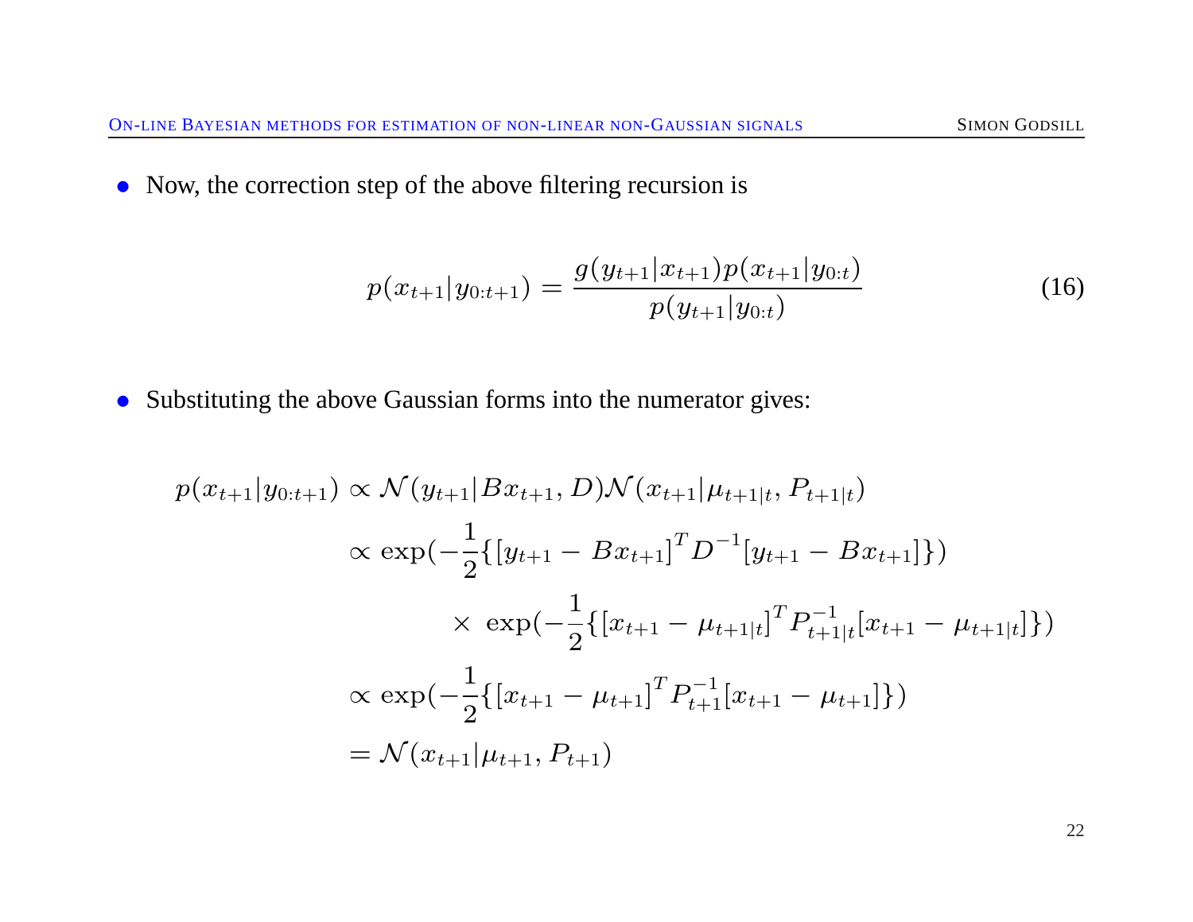- Now, the correction step of the above filtering recursion is

$$p(x_{t+1}|y_{0:t+1}) = \frac{g(y_{t+1}|x_{t+1})p(x_{t+1}|y_{0:t})}{p(y_{t+1}|y_{0:t})} \tag{16}$$

- Substituting the above Gaussian forms into the numerator gives:

$$\begin{aligned}
p(x_{t+1}|y_{0:t+1}) &\propto \mathcal{N}(y_{t+1}|Bx_{t+1}, D)\mathcal{N}(x_{t+1}|\mu_{t+1|t}, P_{t+1|t}) \\
&\propto \exp(-\frac{1}{2}\{[y_{t+1} - Bx_{t+1}]^T D^{-1}[y_{t+1} - Bx_{t+1}]\}) \\
&\qquad \times \; \exp(-\frac{1}{2}\{[x_{t+1} - \mu_{t+1|t}]^T P_{t+1|t}^{-1}[x_{t+1} - \mu_{t+1|t}]\}) \\
&\propto \exp(-\frac{1}{2}\{[x_{t+1} - \mu_{t+1}]^T P_{t+1}^{-1}[x_{t+1} - \mu_{t+1}]\}) \\
&= \mathcal{N}(x_{t+1}|\mu_{t+1}, P_{t+1})
\end{aligned}$$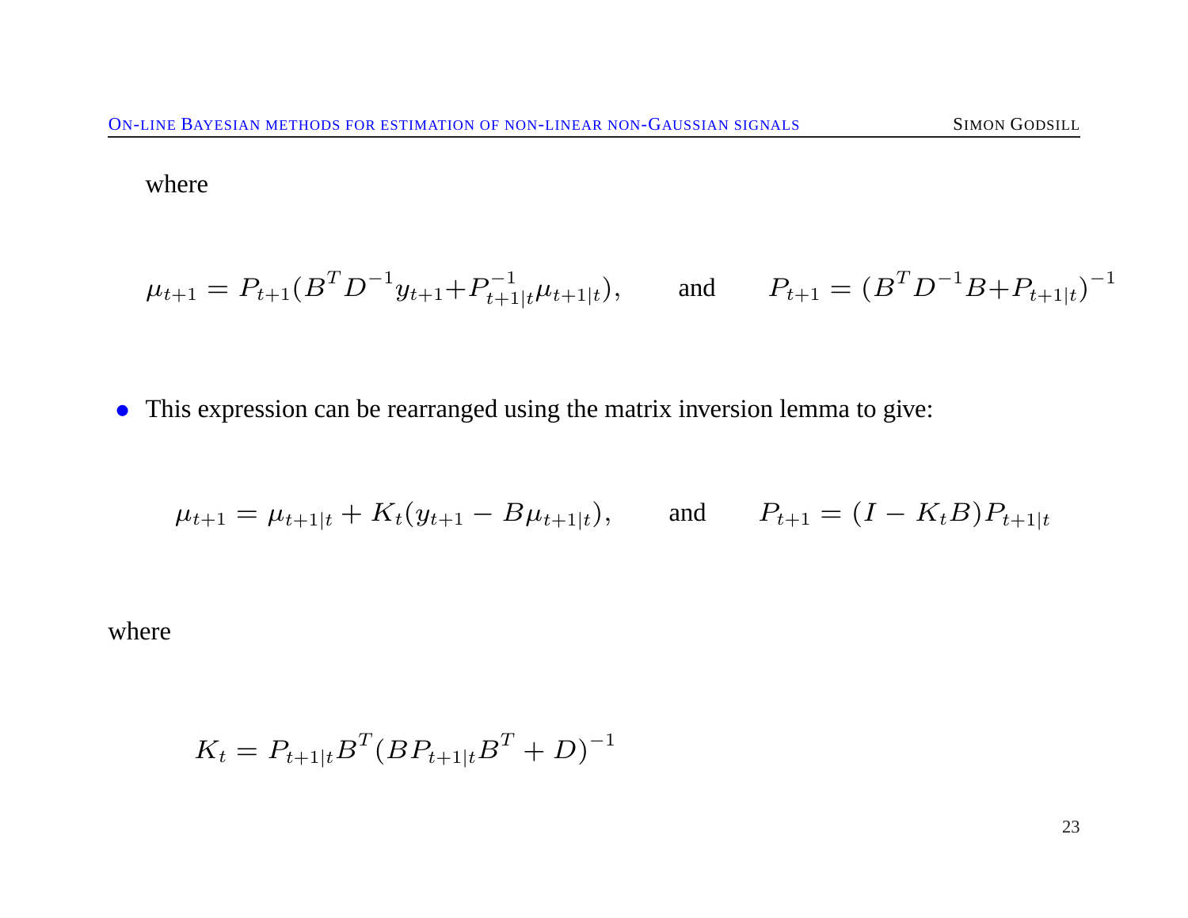where

$$\mu_{t+1} = P_{t+1}(B^T D^{-1} y_{t+1} + P_{t+1|t}^{-1} \mu_{t+1|t}), \qquad \text{and} \qquad P_{t+1} = (B^T D^{-1} B + P_{t+1|t})^{-1}$$

- This expression can be rearranged using the matrix inversion lemma to give:

$$\mu_{t+1} = \mu_{t+1|t} + K_t(y_{t+1} - B\mu_{t+1|t}), \qquad \text{and} \qquad P_{t+1} = (I - K_t B) P_{t+1|t}$$

where

$$K_t = P_{t+1|t} B^T (B P_{t+1|t} B^T + D)^{-1}$$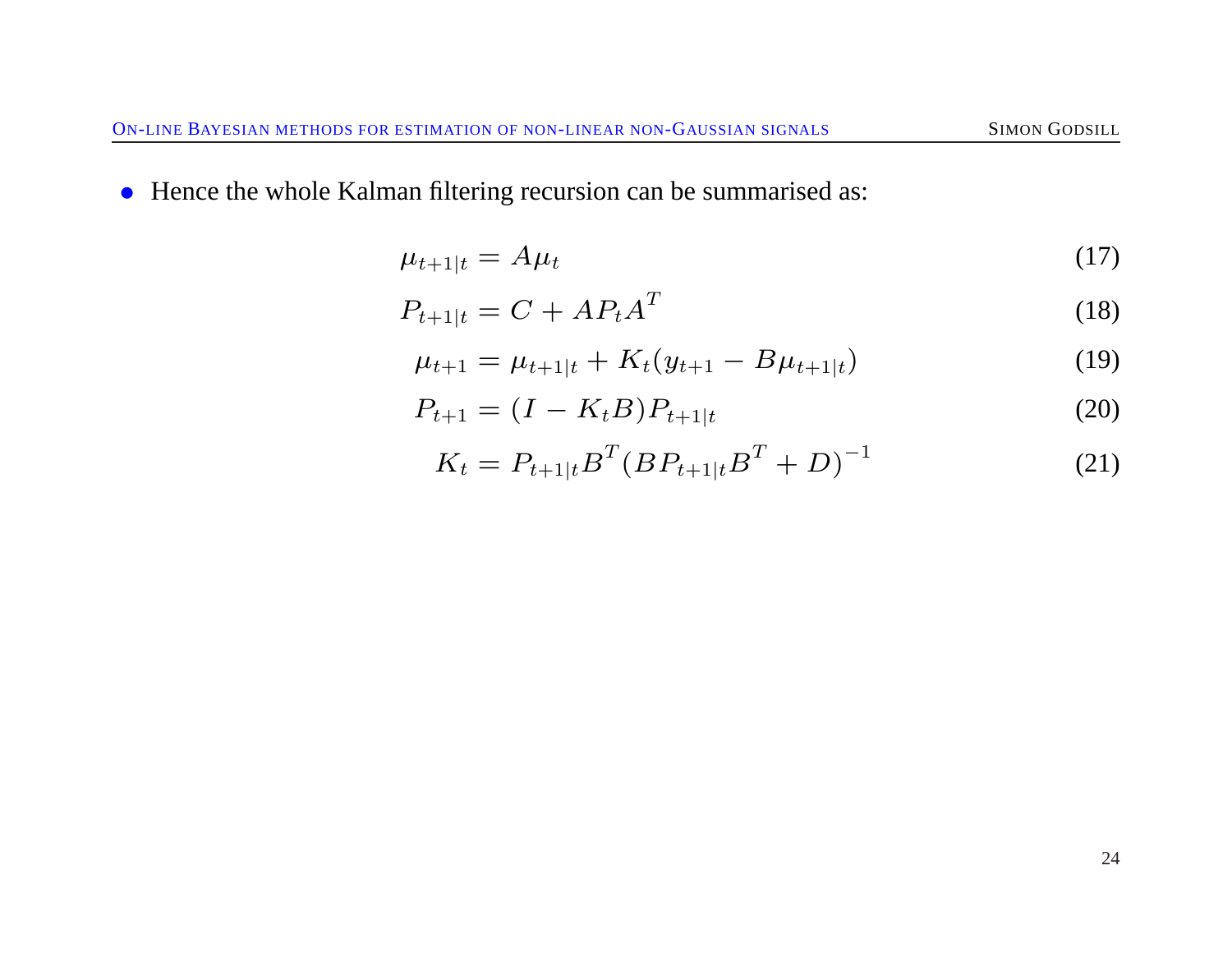- Hence the whole Kalman filtering recursion can be summarised as:

$$\mu_{t+1|t} = A\mu_t \tag{17}$$

$$P_{t+1|t} = C + AP_tA^T \tag{18}$$

$$\mu_{t+1} = \mu_{t+1|t} + K_t(y_{t+1} - B\mu_{t+1|t}) \tag{19}$$

$$P_{t+1} = (I - K_tB)P_{t+1|t} \tag{20}$$

$$K_t = P_{t+1|t}B^T(BP_{t+1|t}B^T + D)^{-1} \tag{21}$$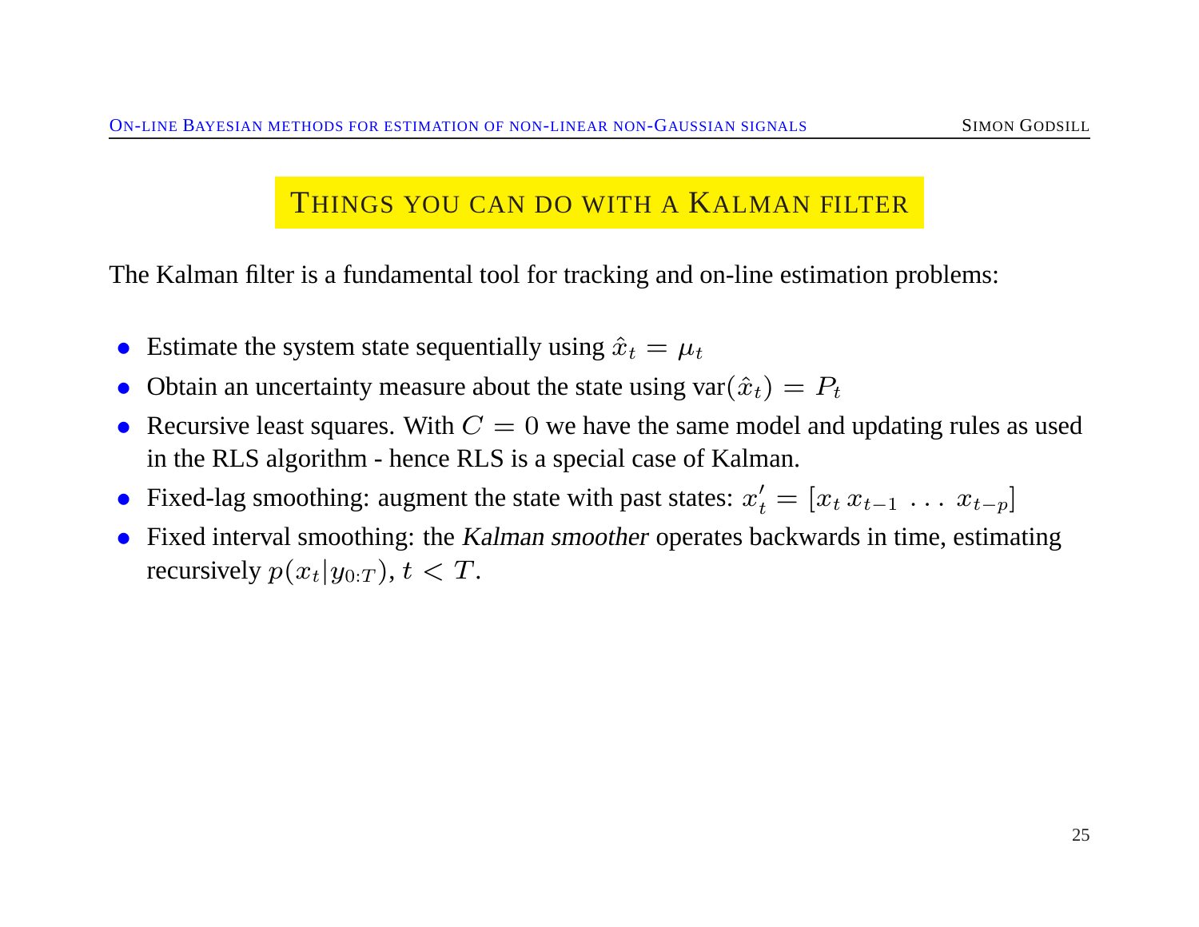# THINGS YOU CAN DO WITH A KALMAN FILTER

The Kalman filter is a fundamental tool for tracking and on-line estimation problems:

- Estimate the system state sequentially using $\hat{x}_t = \mu_t$
- Obtain an uncertainty measure about the state using $\text{var}(\hat{x}_t) = P_t$
- Recursive least squares. With $C = 0$ we have the same model and updating rules as used in the RLS algorithm - hence RLS is a special case of Kalman.
- Fixed-lag smoothing: augment the state with past states: $x'_t = [x_t \, x_{t-1} \, \ldots \, x_{t-p}]$
- Fixed interval smoothing: the *Kalman smoother* operates backwards in time, estimating recursively $p(x_t|y_{0:T})$, $t < T$.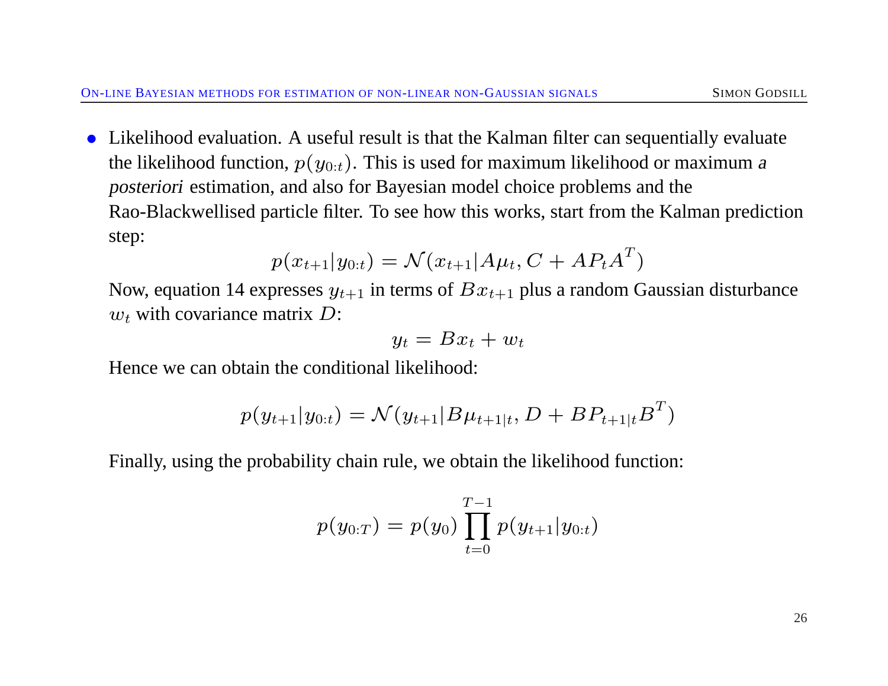- Likelihood evaluation. A useful result is that the Kalman filter can sequentially evaluate the likelihood function, $p(y_{0:t})$. This is used for maximum likelihood or maximum *a posteriori* estimation, and also for Bayesian model choice problems and the Rao-Blackwellised particle filter. To see how this works, start from the Kalman prediction step:

  $$p(x_{t+1}|y_{0:t}) = \mathcal{N}(x_{t+1}|A\mu_t, C + AP_tA^T)$$

  Now, equation 14 expresses $y_{t+1}$ in terms of $Bx_{t+1}$ plus a random Gaussian disturbance $w_t$ with covariance matrix $D$:

  $$y_t = Bx_t + w_t$$

  Hence we can obtain the conditional likelihood:

  $$p(y_{t+1}|y_{0:t}) = \mathcal{N}(y_{t+1}|B\mu_{t+1|t}, D + BP_{t+1|t}B^T)$$

  Finally, using the probability chain rule, we obtain the likelihood function:

  $$p(y_{0:T}) = p(y_0)\prod_{t=0}^{T-1} p(y_{t+1}|y_{0:t})$$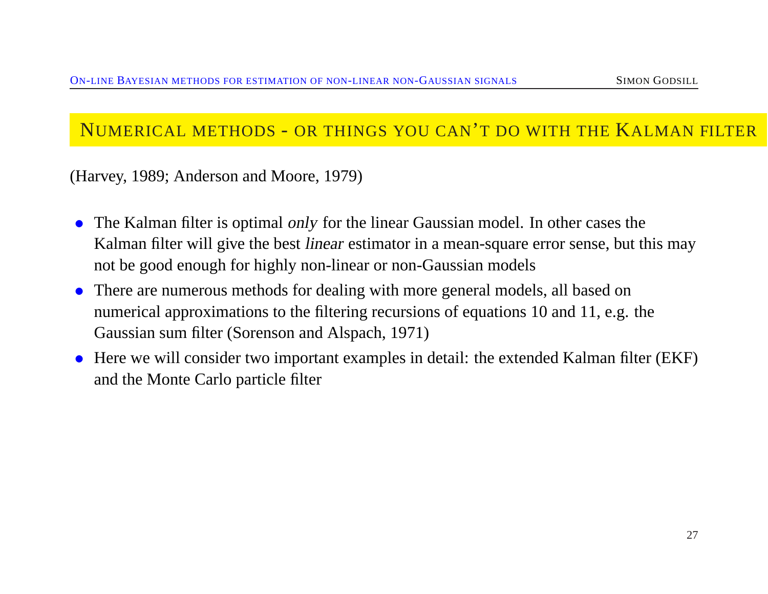## Numerical methods - or things you can't do with the Kalman filter

(Harvey, 1989; Anderson and Moore, 1979)

- The Kalman filter is optimal *only* for the linear Gaussian model. In other cases the Kalman filter will give the best *linear* estimator in a mean-square error sense, but this may not be good enough for highly non-linear or non-Gaussian models
- There are numerous methods for dealing with more general models, all based on numerical approximations to the filtering recursions of equations 10 and 11, e.g. the Gaussian sum filter (Sorenson and Alspach, 1971)
- Here we will consider two important examples in detail: the extended Kalman filter (EKF) and the Monte Carlo particle filter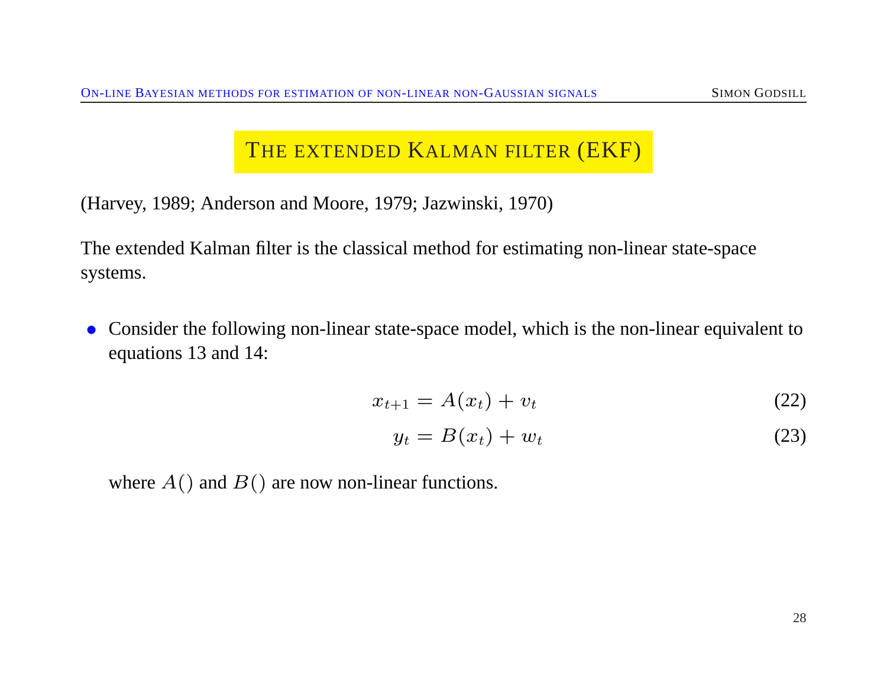## THE EXTENDED KALMAN FILTER (EKF)

(Harvey, 1989; Anderson and Moore, 1979; Jazwinski, 1970)

The extended Kalman filter is the classical method for estimating non-linear state-space systems.

- Consider the following non-linear state-space model, which is the non-linear equivalent to equations 13 and 14:

$$x_{t+1} = A(x_t) + v_t \tag{22}$$

$$y_t = B(x_t) + w_t \tag{23}$$

  where $A()$ and $B()$ are now non-linear functions.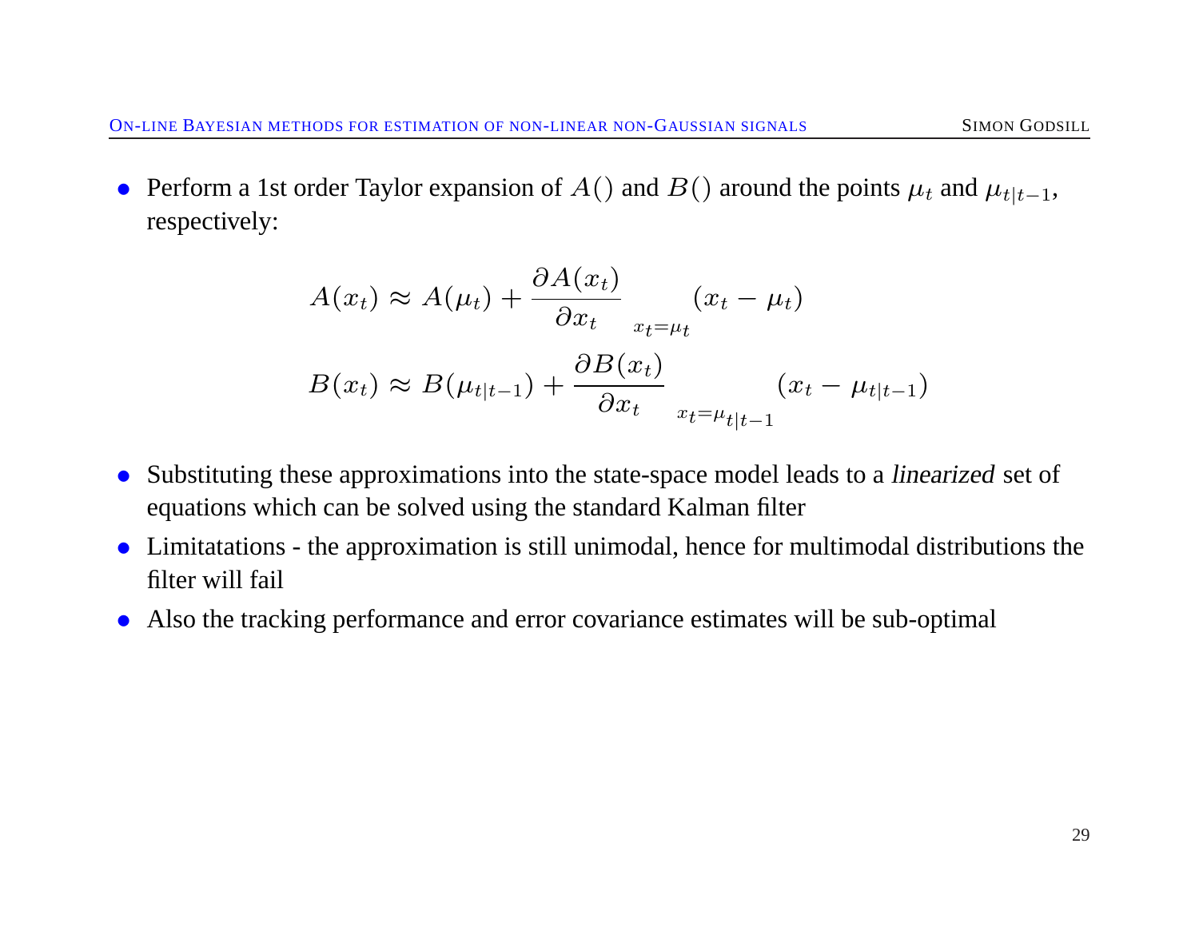- Perform a 1st order Taylor expansion of $A()$ and $B()$ around the points $\mu_t$ and $\mu_{t|t-1}$, respectively:

$$A(x_t) \approx A(\mu_t) + \frac{\partial A(x_t)}{\partial x_t}_{x_t=\mu_t}(x_t - \mu_t)$$

$$B(x_t) \approx B(\mu_{t|t-1}) + \frac{\partial B(x_t)}{\partial x_t}_{x_t=\mu_{t|t-1}}(x_t - \mu_{t|t-1})$$

- Substituting these approximations into the state-space model leads to a *linearized* set of equations which can be solved using the standard Kalman filter
- Limitatations - the approximation is still unimodal, hence for multimodal distributions the filter will fail
- Also the tracking performance and error covariance estimates will be sub-optimal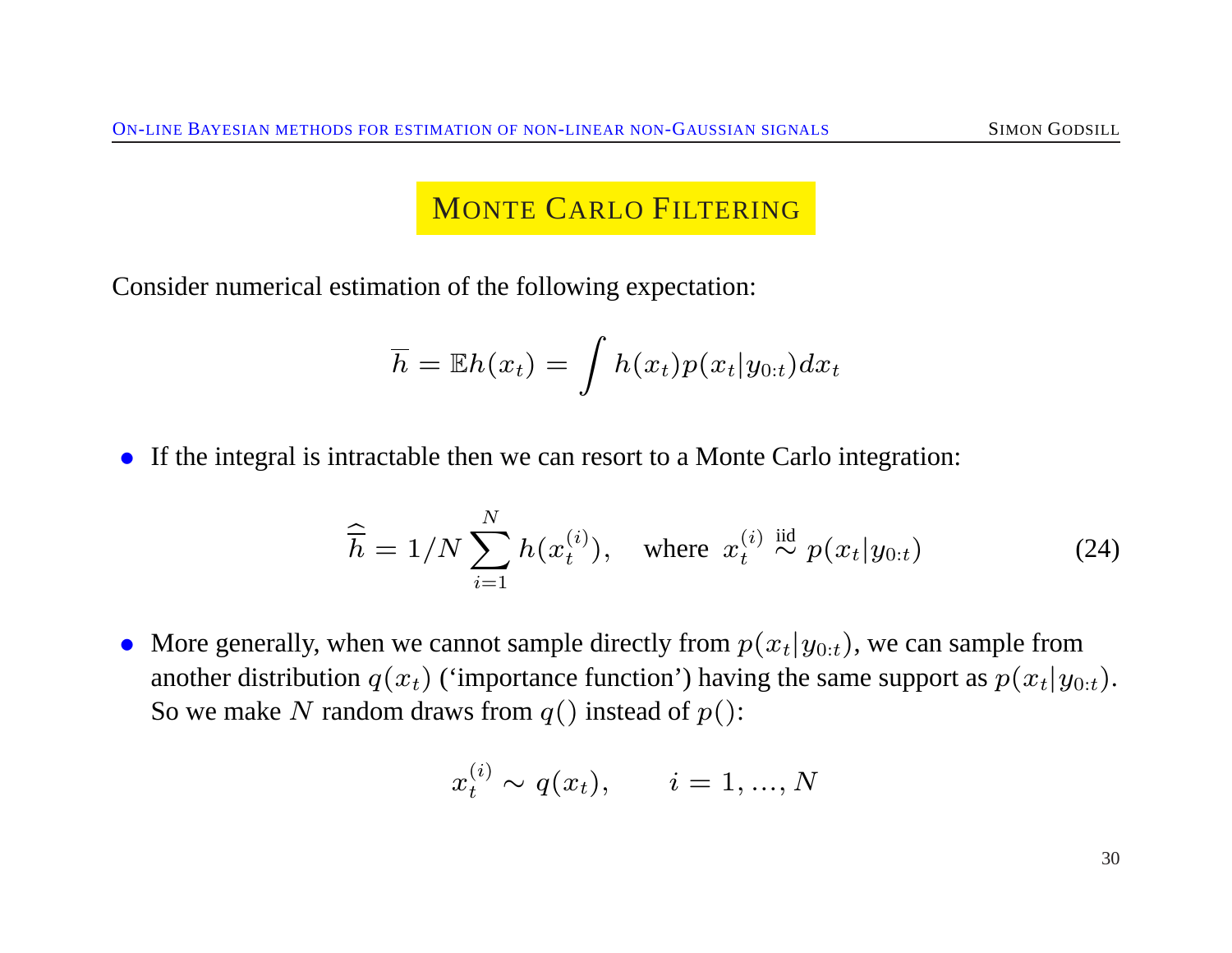## Monte Carlo Filtering

Consider numerical estimation of the following expectation:

$$\overline{h} = \mathbb{E}h(x_t) = \int h(x_t) p(x_t|y_{0:t}) dx_t$$

- If the integral is intractable then we can resort to a Monte Carlo integration:

$$\widehat{\overline{h}} = 1/N \sum_{i=1}^{N} h(x_t^{(i)}), \quad \text{where } x_t^{(i)} \overset{\text{iid}}{\sim} p(x_t|y_{0:t}) \tag{24}$$

- More generally, when we cannot sample directly from $p(x_t|y_{0:t})$, we can sample from another distribution $q(x_t)$ ('importance function') having the same support as $p(x_t|y_{0:t})$. So we make $N$ random draws from $q()$ instead of $p()$:

$$x_t^{(i)} \sim q(x_t), \qquad i = 1, ..., N$$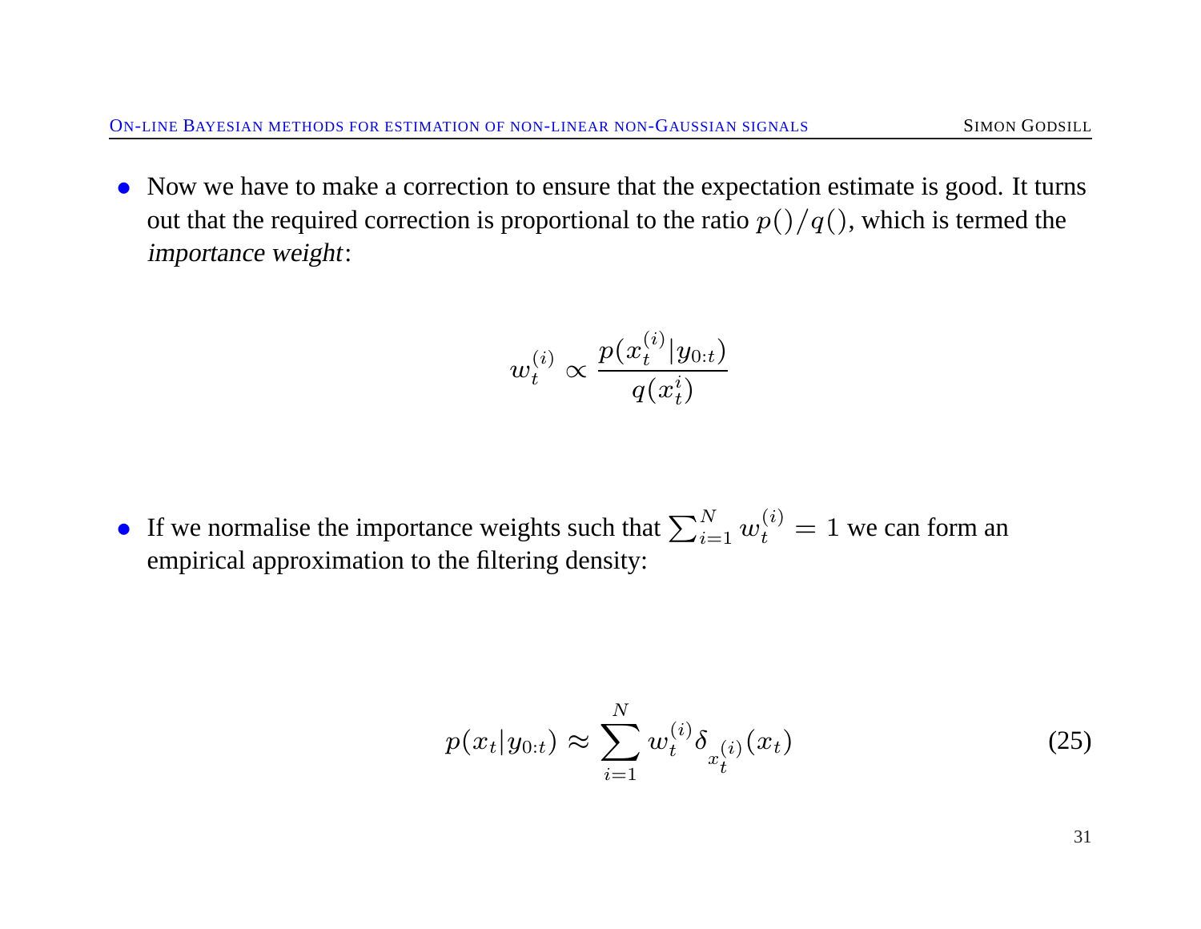- Now we have to make a correction to ensure that the expectation estimate is good. It turns out that the required correction is proportional to the ratio $p()/q()$, which is termed the *importance weight*:

$$w_t^{(i)} \propto \frac{p(x_t^{(i)}|y_{0:t})}{q(x_t^i)}$$

- If we normalise the importance weights such that $\sum_{i=1}^N w_t^{(i)} = 1$ we can form an empirical approximation to the filtering density:

$$p(x_t|y_{0:t}) \approx \sum_{i=1}^N w_t^{(i)} \delta_{x_t^{(i)}}(x_t) \tag{25}$$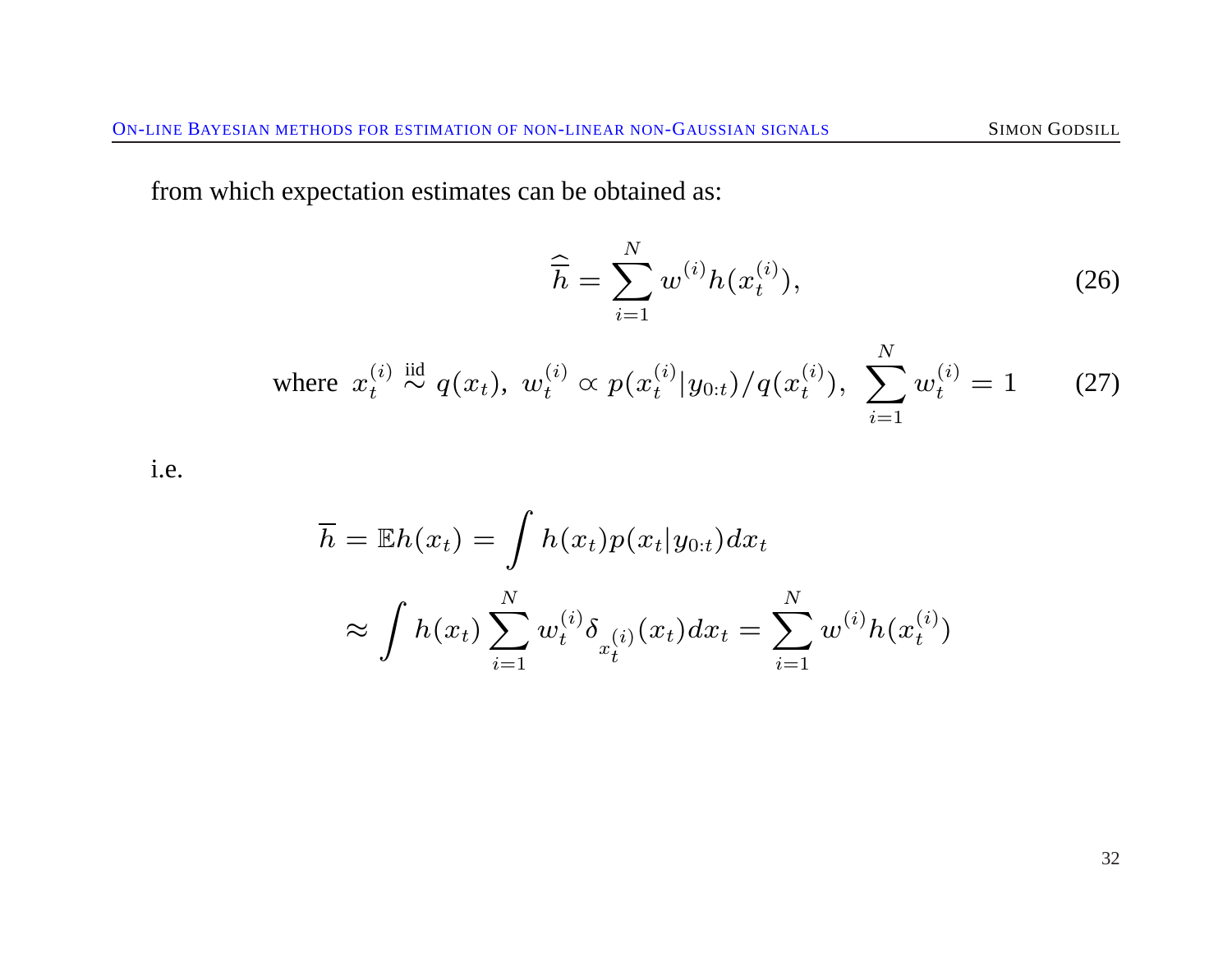from which expectation estimates can be obtained as:

$$\widehat{\overline{h}} = \sum_{i=1}^{N} w^{(i)} h(x_t^{(i)}), \tag{26}$$

$$\text{where } x_t^{(i)} \overset{\text{iid}}{\sim} q(x_t),\ w_t^{(i)} \propto p(x_t^{(i)}|y_{0:t})/q(x_t^{(i)}),\ \sum_{i=1}^{N} w_t^{(i)} = 1 \tag{27}$$

i.e.

$$\begin{aligned}
\overline{h} = \mathbb{E}h(x_t) &= \int h(x_t) p(x_t|y_{0:t}) dx_t \\
&\approx \int h(x_t) \sum_{i=1}^{N} w_t^{(i)} \delta_{x_t^{(i)}}(x_t) dx_t = \sum_{i=1}^{N} w^{(i)} h(x_t^{(i)})
\end{aligned}$$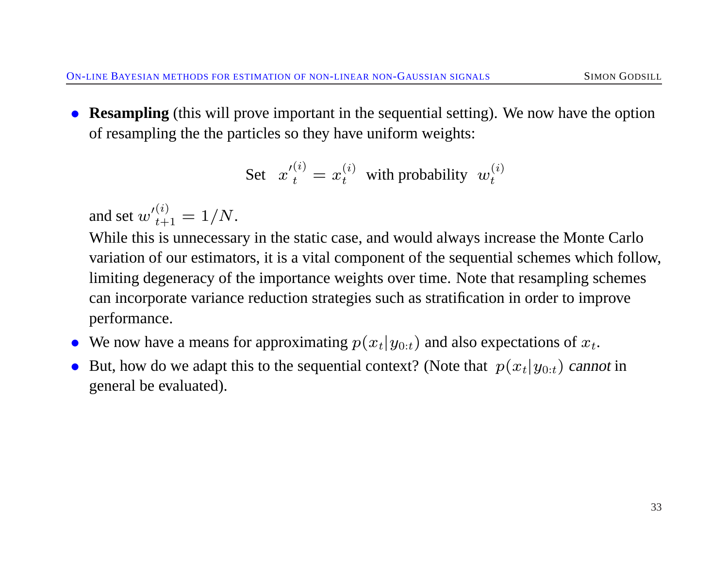- **Resampling** (this will prove important in the sequential setting). We now have the option of resampling the the particles so they have uniform weights:

$$\text{Set} \quad {x'}_t^{(i)} = x_t^{(i)} \;\; \text{with probability} \;\; w_t^{(i)}$$

  and set ${w'}_{t+1}^{(i)} = 1/N$.
  While this is unnecessary in the static case, and would always increase the Monte Carlo variation of our estimators, it is a vital component of the sequential schemes which follow, limiting degeneracy of the importance weights over time. Note that resampling schemes can incorporate variance reduction strategies such as stratification in order to improve performance.

- We now have a means for approximating $p(x_t|y_{0:t})$ and also expectations of $x_t$.

- But, how do we adapt this to the sequential context? (Note that $p(x_t|y_{0:t})$ *cannot* in general be evaluated).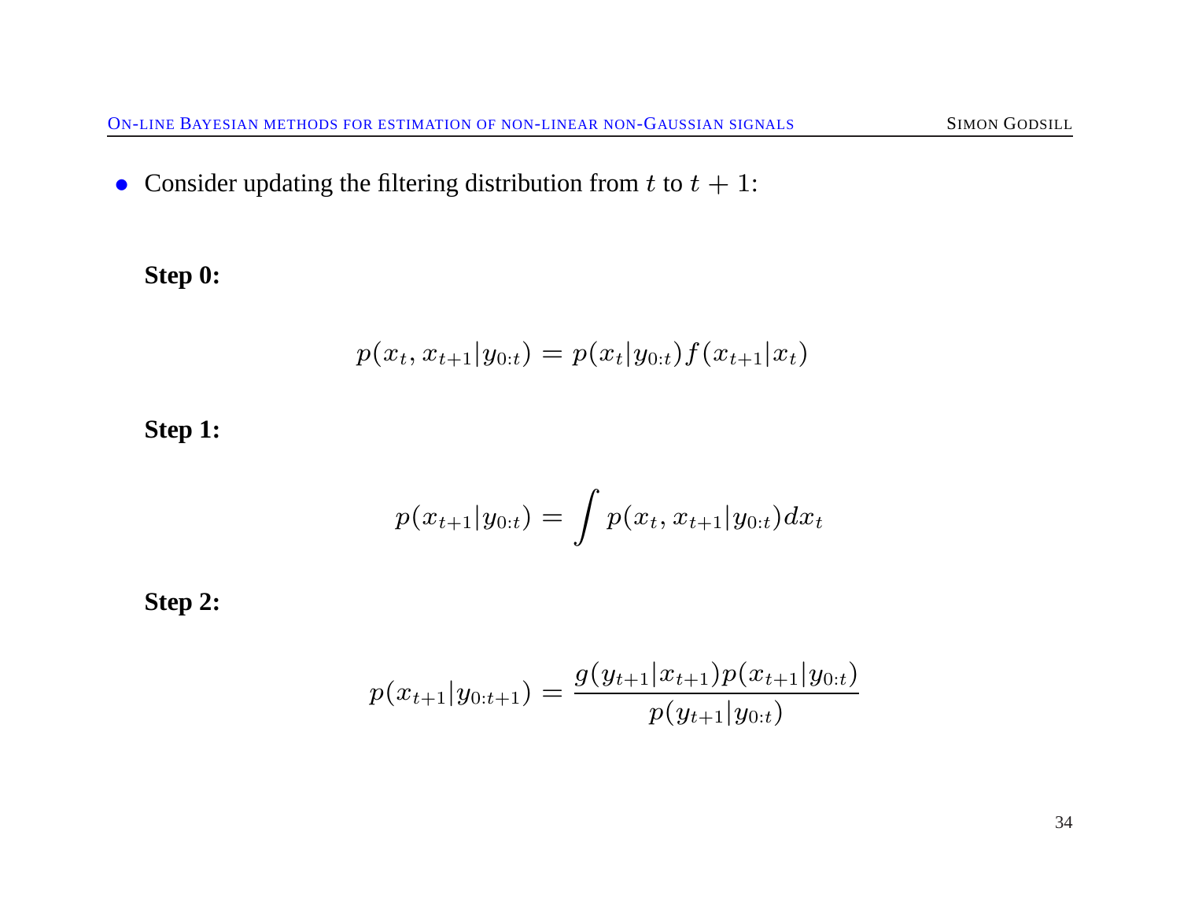- Consider updating the filtering distribution from $t$ to $t + 1$:

**Step 0:**

$$p(x_t, x_{t+1}|y_{0:t}) = p(x_t|y_{0:t})f(x_{t+1}|x_t)$$

**Step 1:**

$$p(x_{t+1}|y_{0:t}) = \int p(x_t, x_{t+1}|y_{0:t})dx_t$$

**Step 2:**

$$p(x_{t+1}|y_{0:t+1}) = \frac{g(y_{t+1}|x_{t+1})p(x_{t+1}|y_{0:t})}{p(y_{t+1}|y_{0:t})}$$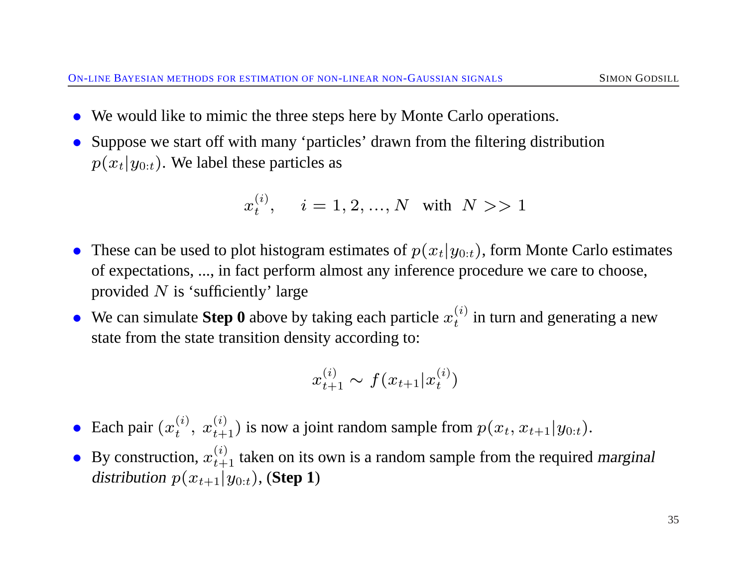- We would like to mimic the three steps here by Monte Carlo operations.
- Suppose we start off with many 'particles' drawn from the filtering distribution $p(x_t|y_{0:t})$. We label these particles as

$$x_t^{(i)}, \quad i = 1, 2, ..., N \;\; \text{with} \;\; N >> 1$$

- These can be used to plot histogram estimates of $p(x_t|y_{0:t})$, form Monte Carlo estimates of expectations, ..., in fact perform almost any inference procedure we care to choose, provided $N$ is 'sufficiently' large
- We can simulate **Step 0** above by taking each particle $x_t^{(i)}$ in turn and generating a new state from the state transition density according to:

$$x_{t+1}^{(i)} \sim f(x_{t+1}|x_t^{(i)})$$

- Each pair $(x_t^{(i)},\, x_{t+1}^{(i)})$ is now a joint random sample from $p(x_t, x_{t+1}|y_{0:t})$.
- By construction, $x_{t+1}^{(i)}$ taken on its own is a random sample from the required *marginal distribution* $p(x_{t+1}|y_{0:t})$, **(Step 1)**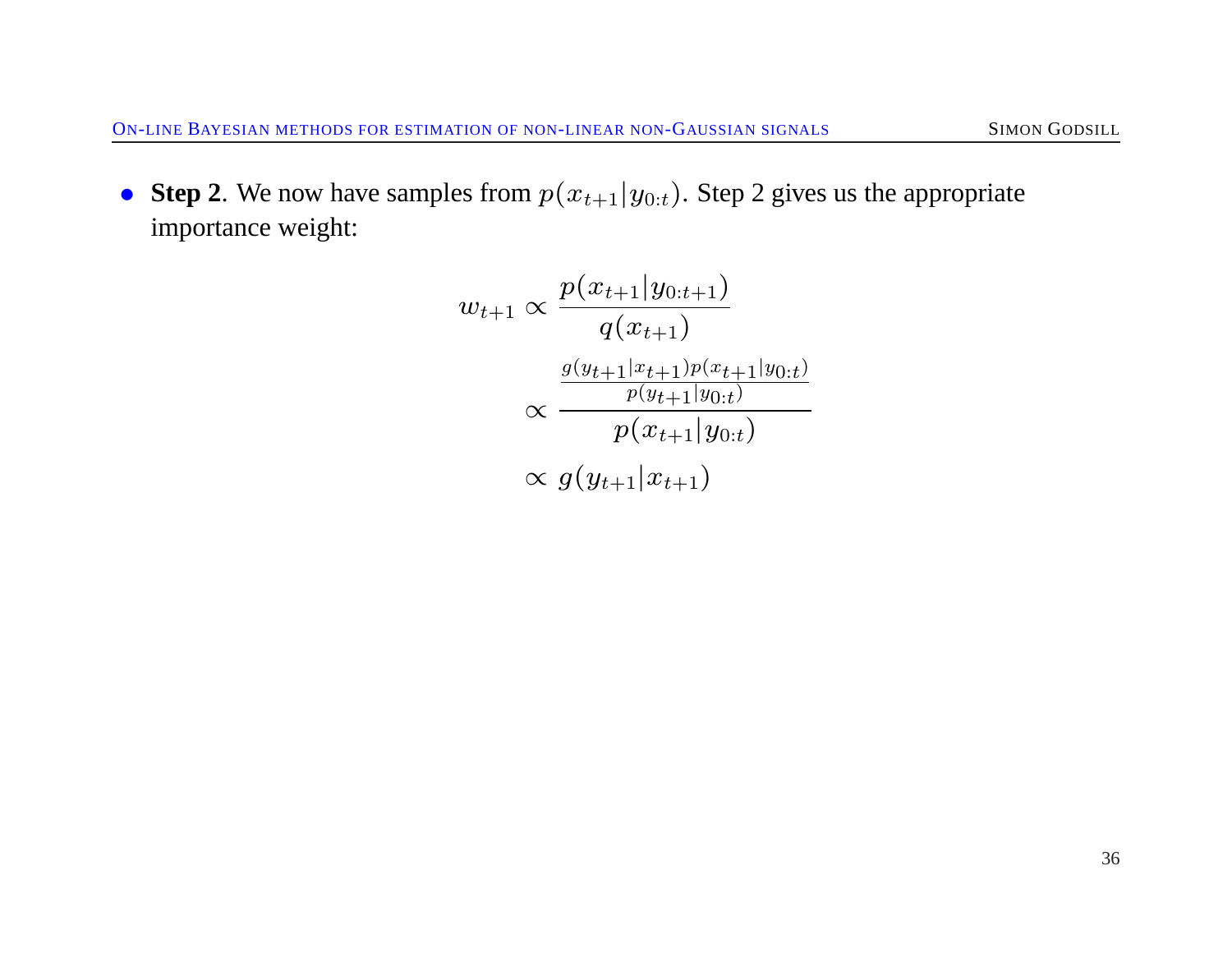- **Step 2**. We now have samples from $p(x_{t+1}|y_{0:t})$. Step 2 gives us the appropriate importance weight:

$$
\begin{aligned}
w_{t+1} &\propto \frac{p(x_{t+1}|y_{0:t+1})}{q(x_{t+1})} \\
&\propto \frac{\frac{g(y_{t+1}|x_{t+1})p(x_{t+1}|y_{0:t})}{p(y_{t+1}|y_{0:t})}}{p(x_{t+1}|y_{0:t})} \\
&\propto g(y_{t+1}|x_{t+1})
\end{aligned}
$$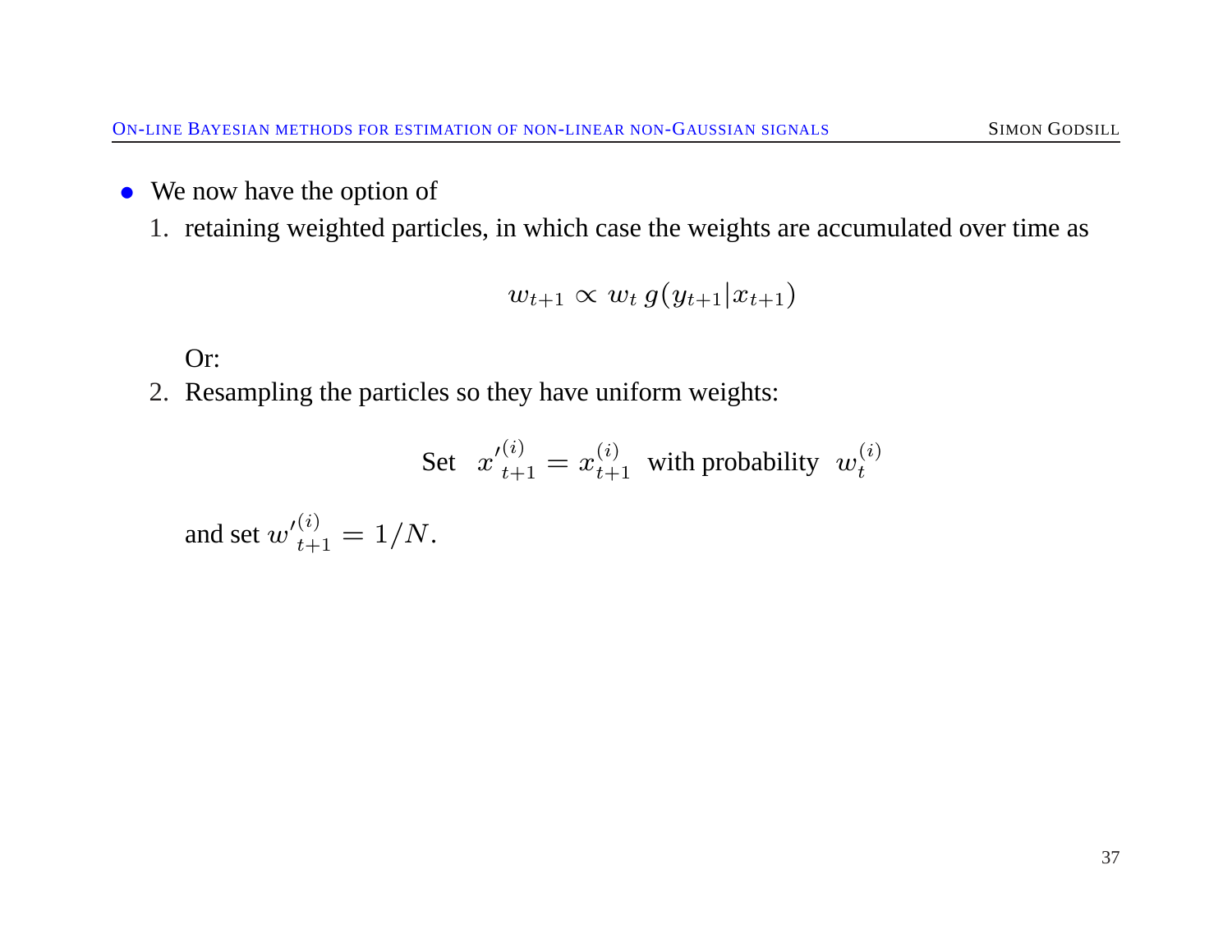- We now have the option of
  1. retaining weighted particles, in which case the weights are accumulated over time as

$$w_{t+1} \propto w_t \, g(y_{t+1}|x_{t+1})$$

  Or:

  2. Resampling the particles so they have uniform weights:

$$\text{Set} \quad {x'}_{t+1}^{(i)} = x_{t+1}^{(i)} \;\; \text{with probability} \;\; w_t^{(i)}$$

  and set ${w'}_{t+1}^{(i)} = 1/N$.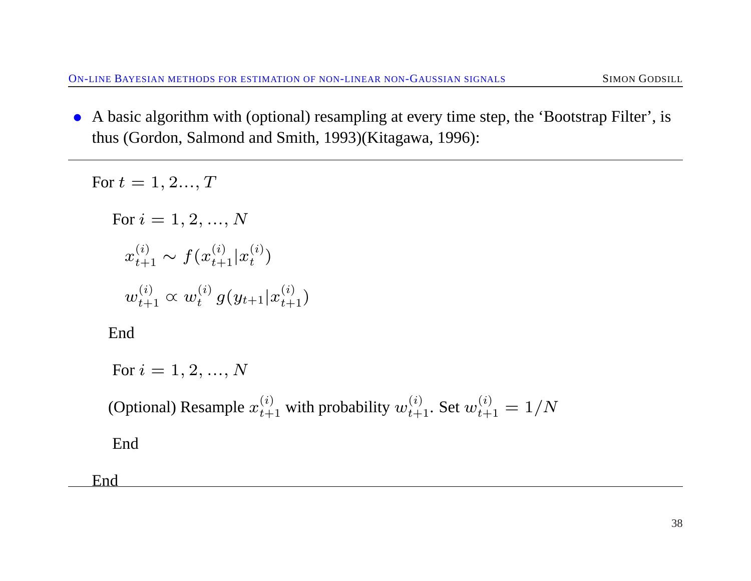- A basic algorithm with (optional) resampling at every time step, the 'Bootstrap Filter', is thus (Gordon, Salmond and Smith, 1993)(Kitagawa, 1996):

---

For $t = 1, 2..., T$

For $i = 1, 2, ..., N$

$x_{t+1}^{(i)} \sim f(x_{t+1}^{(i)} | x_t^{(i)})$

$w_{t+1}^{(i)} \propto w_t^{(i)} \, g(y_{t+1} | x_{t+1}^{(i)})$

End

For $i = 1, 2, ..., N$

(Optional) Resample $x_{t+1}^{(i)}$ with probability $w_{t+1}^{(i)}$. Set $w_{t+1}^{(i)} = 1/N$

End

End

---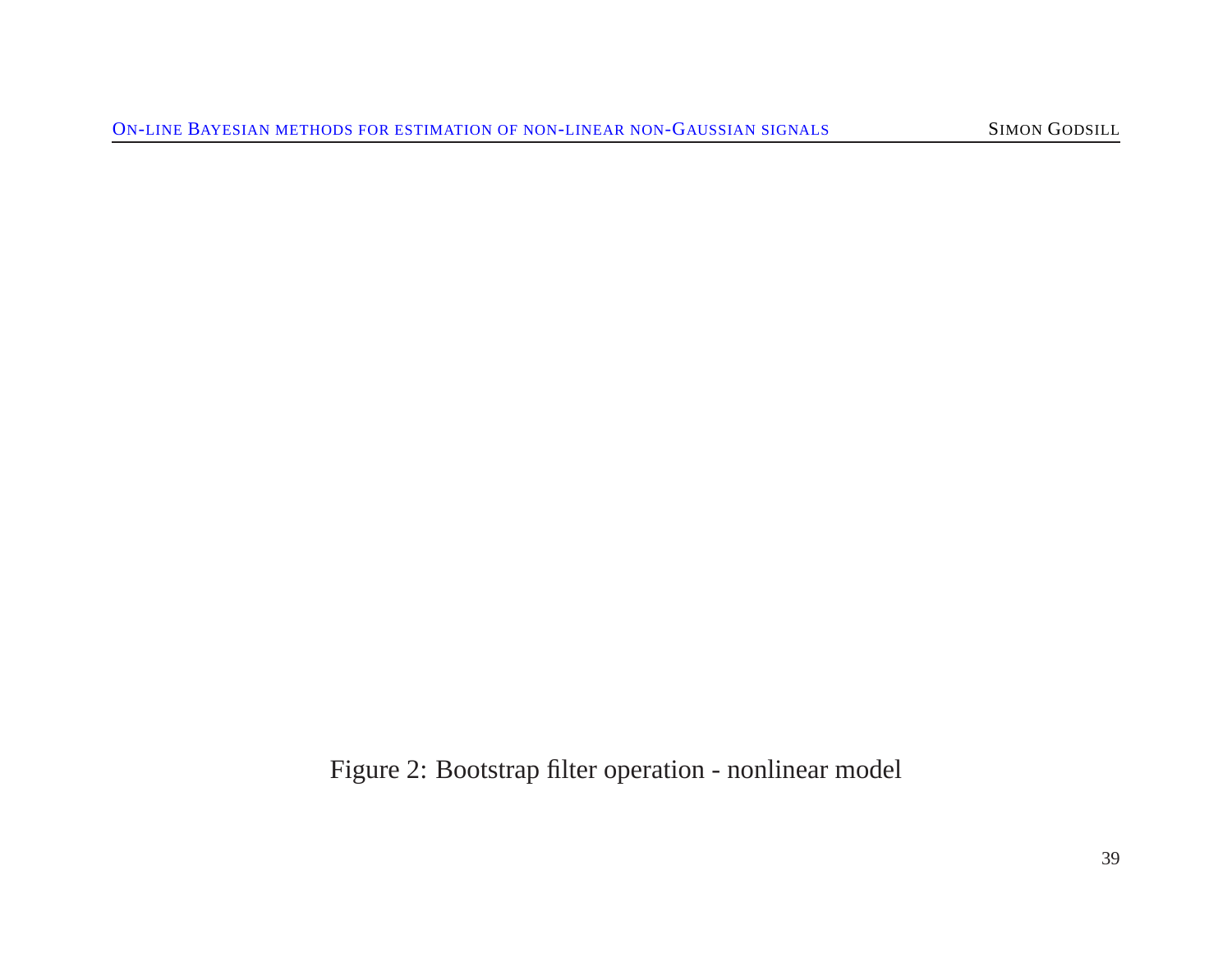Figure 2: Bootstrap filter operation - nonlinear model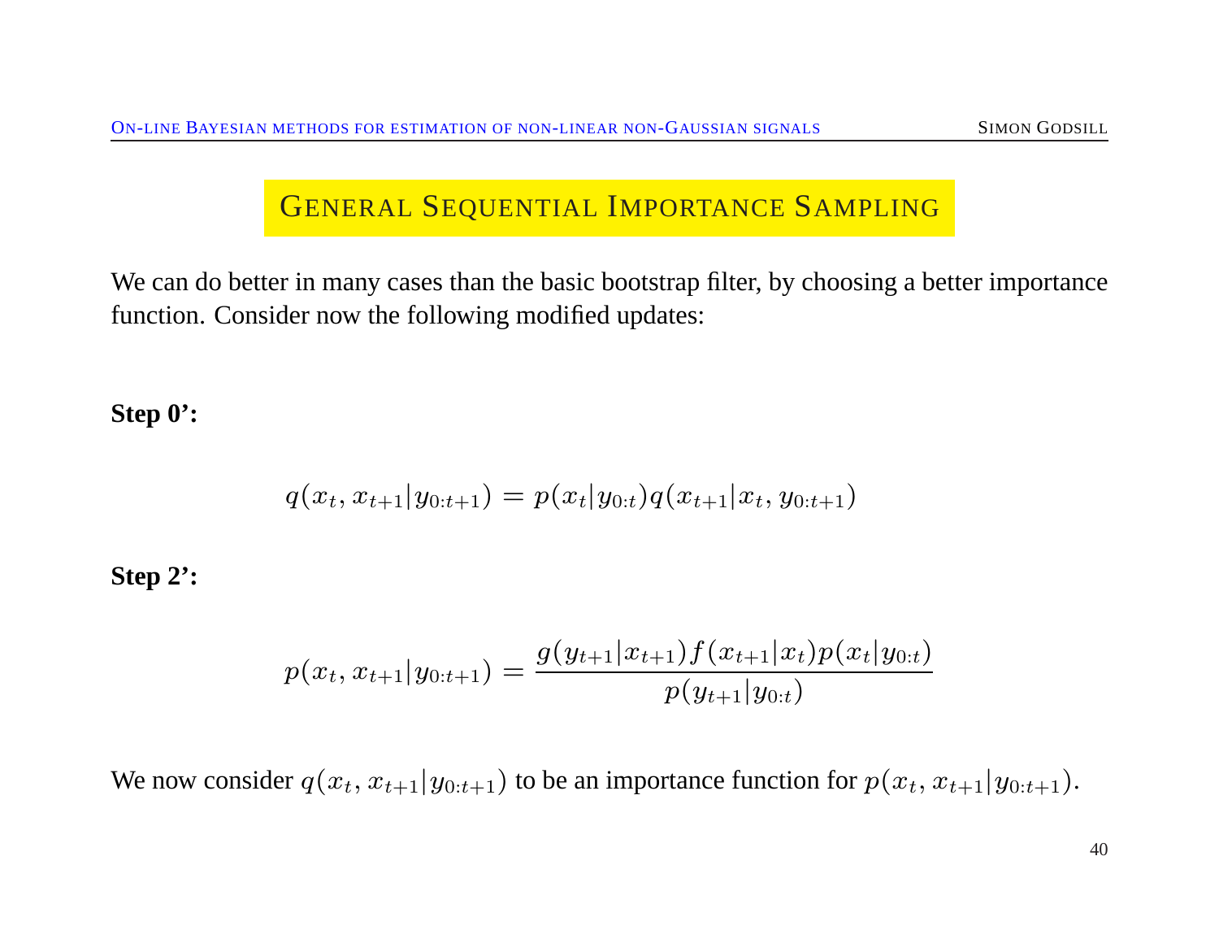# General Sequential Importance Sampling

We can do better in many cases than the basic bootstrap filter, by choosing a better importance function. Consider now the following modified updates:

**Step 0':**

$$q(x_t, x_{t+1}|y_{0:t+1}) = p(x_t|y_{0:t})q(x_{t+1}|x_t, y_{0:t+1})$$

**Step 2':**

$$p(x_t, x_{t+1}|y_{0:t+1}) = \frac{g(y_{t+1}|x_{t+1})f(x_{t+1}|x_t)p(x_t|y_{0:t})}{p(y_{t+1}|y_{0:t})}$$

We now consider $q(x_t, x_{t+1}|y_{0:t+1})$ to be an importance function for $p(x_t, x_{t+1}|y_{0:t+1})$.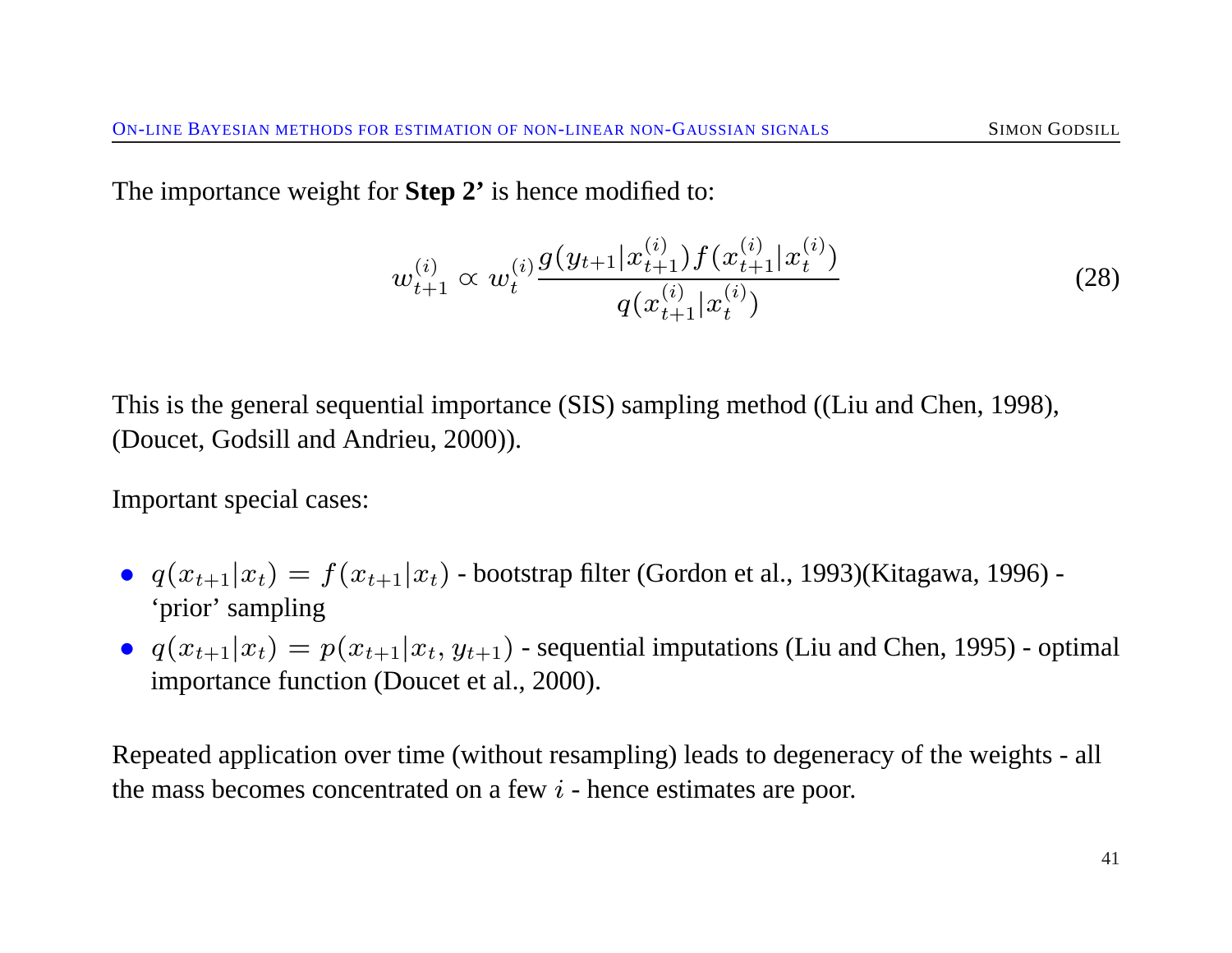The importance weight for **Step 2'** is hence modified to:

$$w_{t+1}^{(i)} \propto w_t^{(i)} \frac{g(y_{t+1}|x_{t+1}^{(i)}) f(x_{t+1}^{(i)}|x_t^{(i)})}{q(x_{t+1}^{(i)}|x_t^{(i)})} \tag{28}$$

This is the general sequential importance (SIS) sampling method ((Liu and Chen, 1998), (Doucet, Godsill and Andrieu, 2000)).

Important special cases:

- $q(x_{t+1}|x_t) = f(x_{t+1}|x_t)$ - bootstrap filter (Gordon et al., 1993)(Kitagawa, 1996) - 'prior' sampling
- $q(x_{t+1}|x_t) = p(x_{t+1}|x_t, y_{t+1})$ - sequential imputations (Liu and Chen, 1995) - optimal importance function (Doucet et al., 2000).

Repeated application over time (without resampling) leads to degeneracy of the weights - all the mass becomes concentrated on a few $i$ - hence estimates are poor.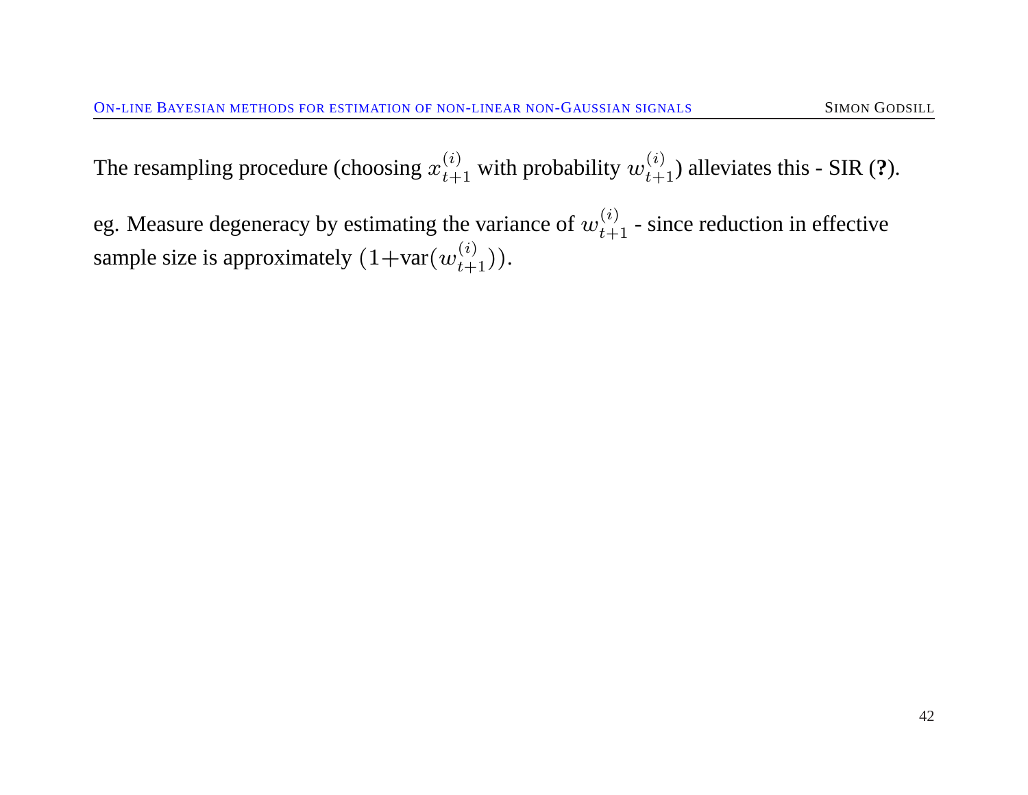The resampling procedure (choosing $x_{t+1}^{(i)}$ with probability $w_{t+1}^{(i)}$) alleviates this - SIR (**?**).

eg. Measure degeneracy by estimating the variance of $w_{t+1}^{(i)}$ - since reduction in effective sample size is approximately $(1+\text{var}(w_{t+1}^{(i)}))$.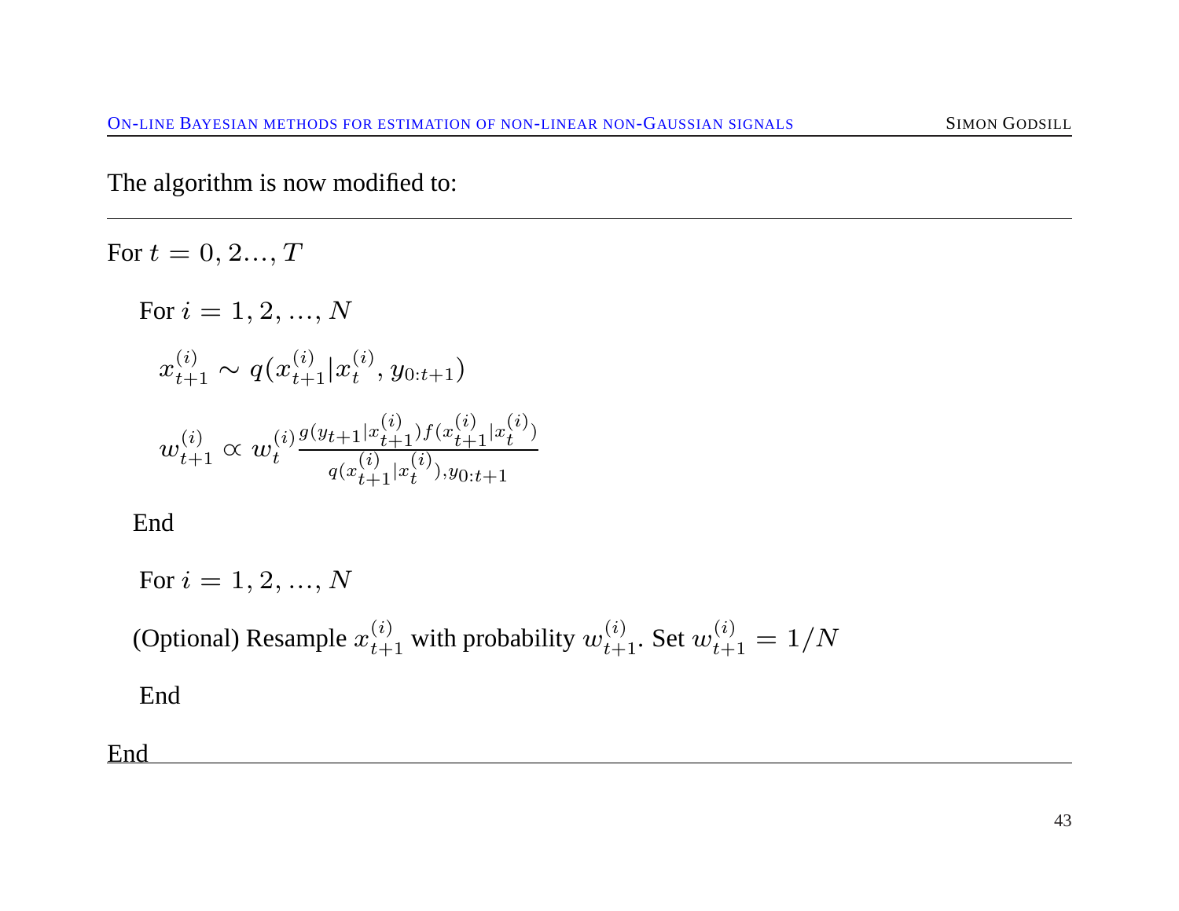The algorithm is now modified to:

---

For $t = 0, 2..., T$

For $i = 1, 2, ..., N$

$x_{t+1}^{(i)} \sim q(x_{t+1}^{(i)} | x_t^{(i)}, y_{0:t+1})$

$w_{t+1}^{(i)} \propto w_t^{(i)} \frac{g(y_{t+1}|x_{t+1}^{(i)}) f(x_{t+1}^{(i)}|x_t^{(i)})}{q(x_{t+1}^{(i)}|x_t^{(i)}), y_{0:t+1}}$

End

For $i = 1, 2, ..., N$

(Optional) Resample $x_{t+1}^{(i)}$ with probability $w_{t+1}^{(i)}$. Set $w_{t+1}^{(i)} = 1/N$

End

End

---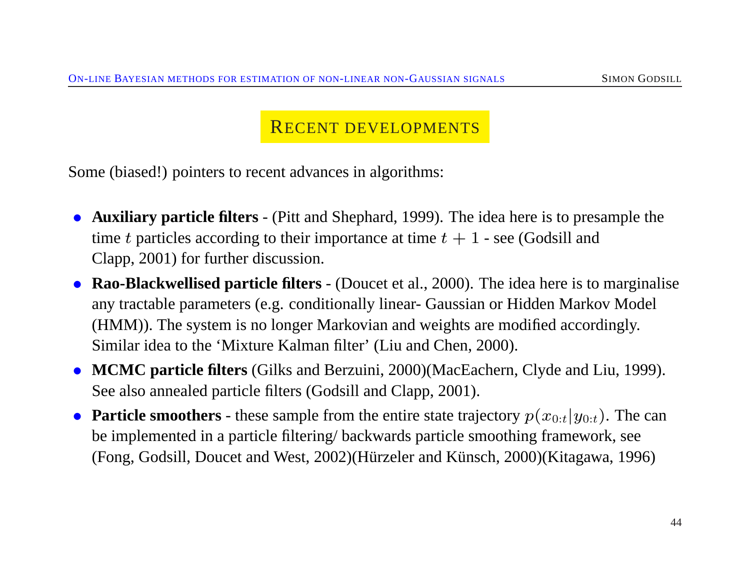## Recent developments

Some (biased!) pointers to recent advances in algorithms:

- **Auxiliary particle filters** - (Pitt and Shephard, 1999). The idea here is to presample the time $t$ particles according to their importance at time $t + 1$ - see (Godsill and Clapp, 2001) for further discussion.
- **Rao-Blackwellised particle filters** - (Doucet et al., 2000). The idea here is to marginalise any tractable parameters (e.g. conditionally linear- Gaussian or Hidden Markov Model (HMM)). The system is no longer Markovian and weights are modified accordingly. Similar idea to the 'Mixture Kalman filter' (Liu and Chen, 2000).
- **MCMC particle filters** (Gilks and Berzuini, 2000)(MacEachern, Clyde and Liu, 1999). See also annealed particle filters (Godsill and Clapp, 2001).
- **Particle smoothers** - these sample from the entire state trajectory $p(x_{0:t}|y_{0:t})$. The can be implemented in a particle filtering/ backwards particle smoothing framework, see (Fong, Godsill, Doucet and West, 2002)(Hürzeler and Künsch, 2000)(Kitagawa, 1996)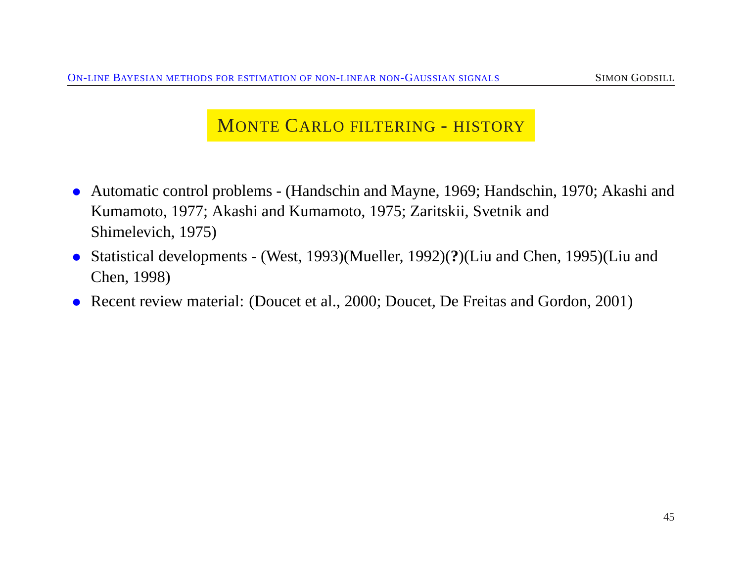## Monte Carlo filtering - history

- Automatic control problems - (Handschin and Mayne, 1969; Handschin, 1970; Akashi and Kumamoto, 1977; Akashi and Kumamoto, 1975; Zaritskii, Svetnik and Shimelevich, 1975)
- Statistical developments - (West, 1993)(Mueller, 1992)(**?**)(Liu and Chen, 1995)(Liu and Chen, 1998)
- Recent review material: (Doucet et al., 2000; Doucet, De Freitas and Gordon, 2001)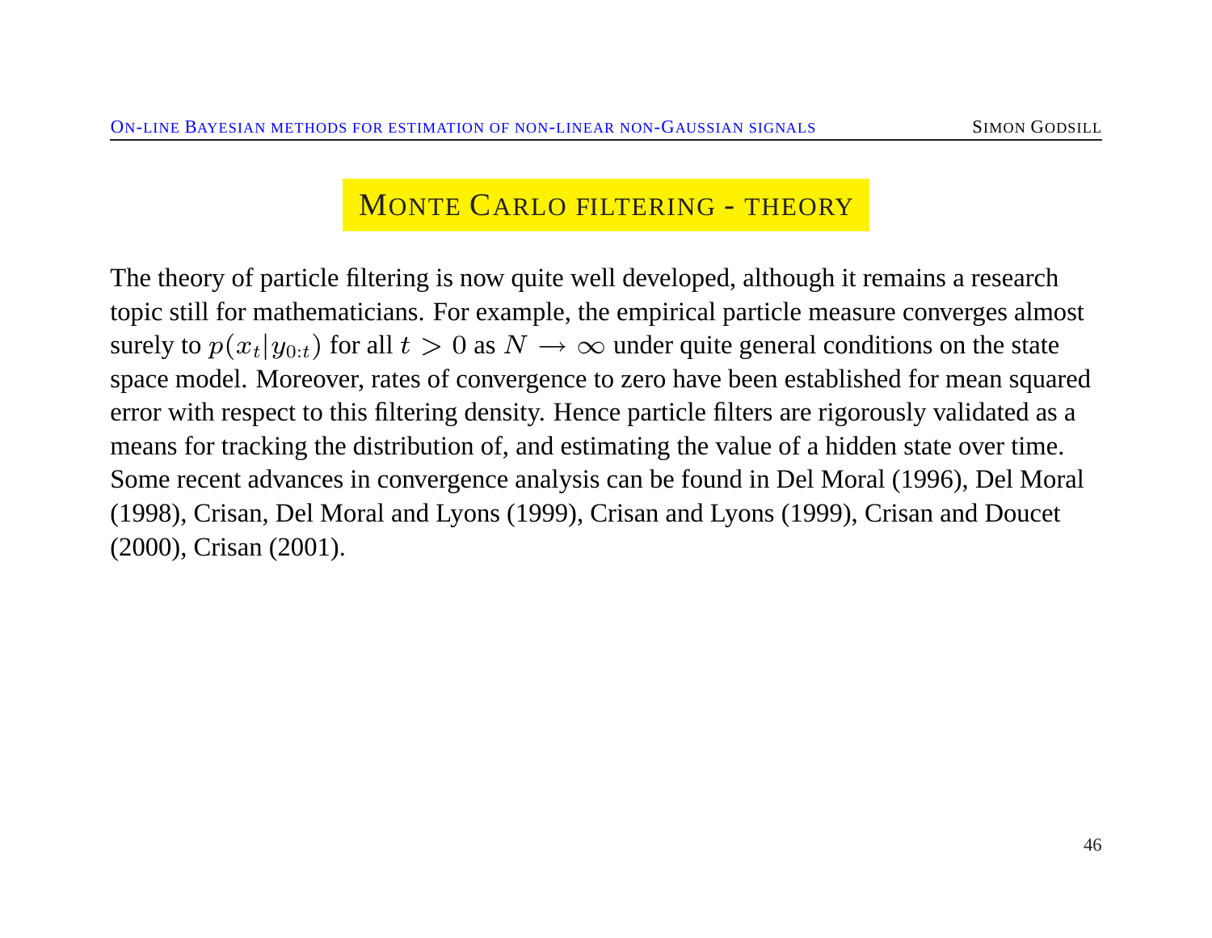# Monte Carlo filtering - theory

The theory of particle filtering is now quite well developed, although it remains a research topic still for mathematicians. For example, the empirical particle measure converges almost surely to $p(x_t|y_{0:t})$ for all $t > 0$ as $N \rightarrow \infty$ under quite general conditions on the state space model. Moreover, rates of convergence to zero have been established for mean squared error with respect to this filtering density. Hence particle filters are rigorously validated as a means for tracking the distribution of, and estimating the value of a hidden state over time. Some recent advances in convergence analysis can be found in Del Moral (1996), Del Moral (1998), Crisan, Del Moral and Lyons (1999), Crisan and Lyons (1999), Crisan and Doucet (2000), Crisan (2001).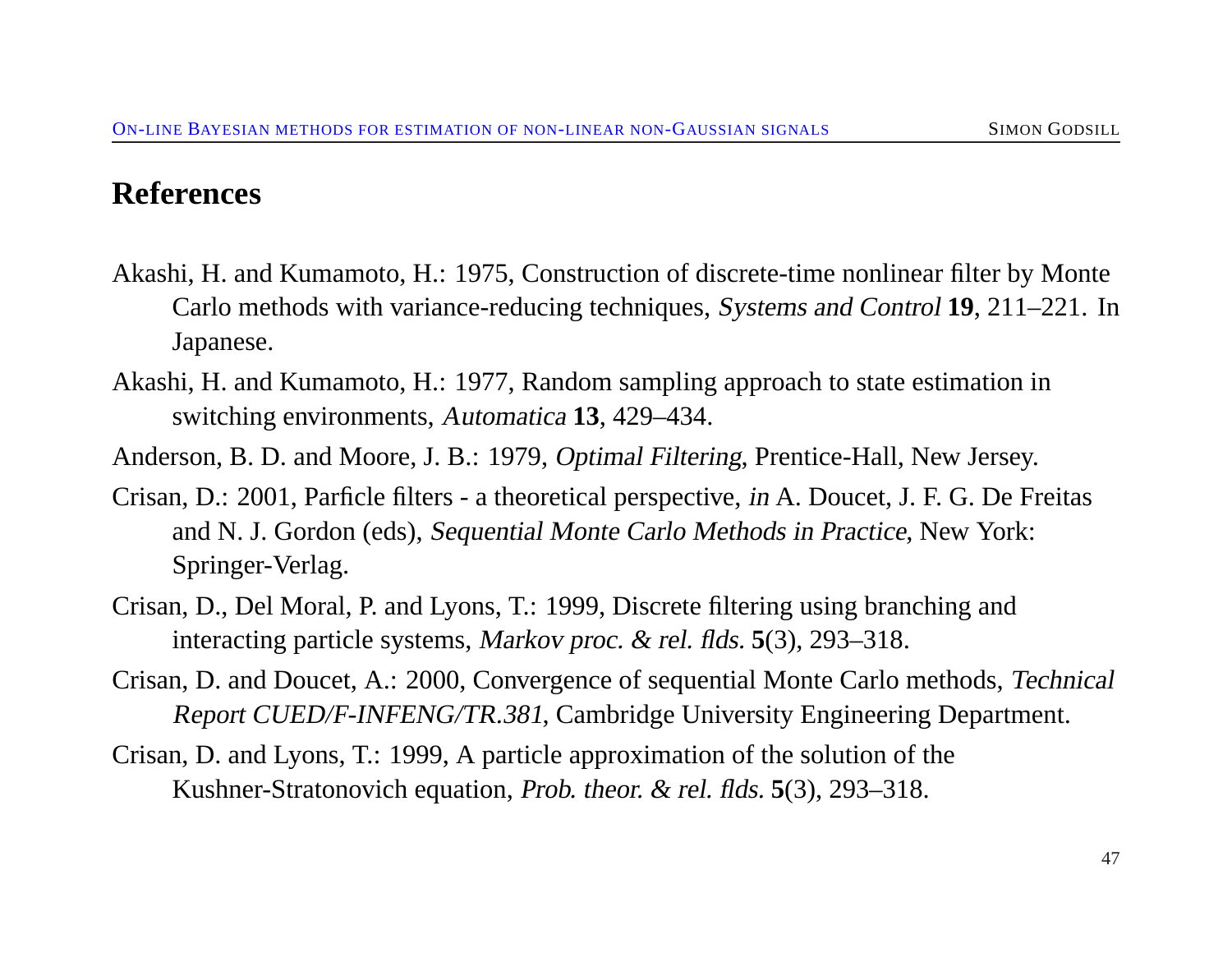## References

Akashi, H. and Kumamoto, H.: 1975, Construction of discrete-time nonlinear filter by Monte Carlo methods with variance-reducing techniques, *Systems and Control* **19**, 211–221. In Japanese.

Akashi, H. and Kumamoto, H.: 1977, Random sampling approach to state estimation in switching environments, *Automatica* **13**, 429–434.

Anderson, B. D. and Moore, J. B.: 1979, *Optimal Filtering*, Prentice-Hall, New Jersey.

Crisan, D.: 2001, Parficle filters - a theoretical perspective, *in* A. Doucet, J. F. G. De Freitas and N. J. Gordon (eds), *Sequential Monte Carlo Methods in Practice*, New York: Springer-Verlag.

Crisan, D., Del Moral, P. and Lyons, T.: 1999, Discrete filtering using branching and interacting particle systems, *Markov proc. & rel. flds.* **5**(3), 293–318.

Crisan, D. and Doucet, A.: 2000, Convergence of sequential Monte Carlo methods, *Technical Report CUED/F-INFENG/TR.381*, Cambridge University Engineering Department.

Crisan, D. and Lyons, T.: 1999, A particle approximation of the solution of the Kushner-Stratonovich equation, *Prob. theor. & rel. flds.* **5**(3), 293–318.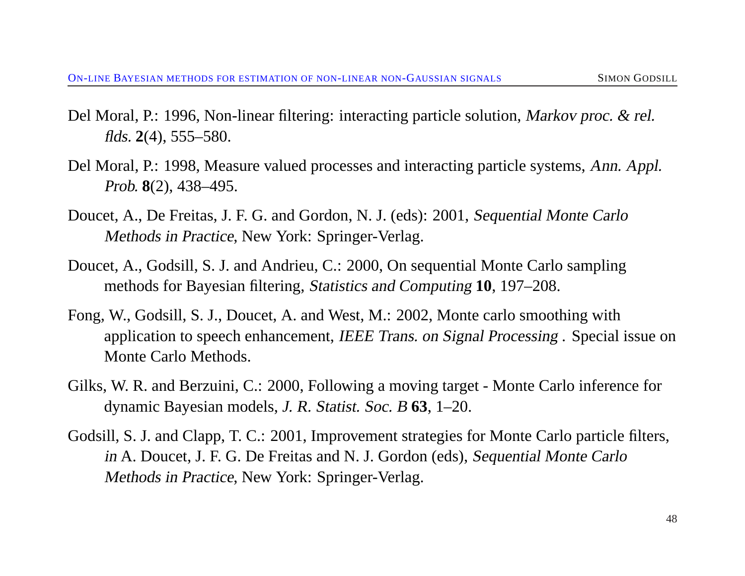Del Moral, P.: 1996, Non-linear filtering: interacting particle solution, *Markov proc. & rel. flds.* **2**(4), 555–580.

Del Moral, P.: 1998, Measure valued processes and interacting particle systems, *Ann. Appl. Prob.* **8**(2), 438–495.

Doucet, A., De Freitas, J. F. G. and Gordon, N. J. (eds): 2001, *Sequential Monte Carlo Methods in Practice*, New York: Springer-Verlag.

Doucet, A., Godsill, S. J. and Andrieu, C.: 2000, On sequential Monte Carlo sampling methods for Bayesian filtering, *Statistics and Computing* **10**, 197–208.

Fong, W., Godsill, S. J., Doucet, A. and West, M.: 2002, Monte carlo smoothing with application to speech enhancement, *IEEE Trans. on Signal Processing* . Special issue on Monte Carlo Methods.

Gilks, W. R. and Berzuini, C.: 2000, Following a moving target - Monte Carlo inference for dynamic Bayesian models, *J. R. Statist. Soc. B* **63**, 1–20.

Godsill, S. J. and Clapp, T. C.: 2001, Improvement strategies for Monte Carlo particle filters, *in* A. Doucet, J. F. G. De Freitas and N. J. Gordon (eds), *Sequential Monte Carlo Methods in Practice*, New York: Springer-Verlag.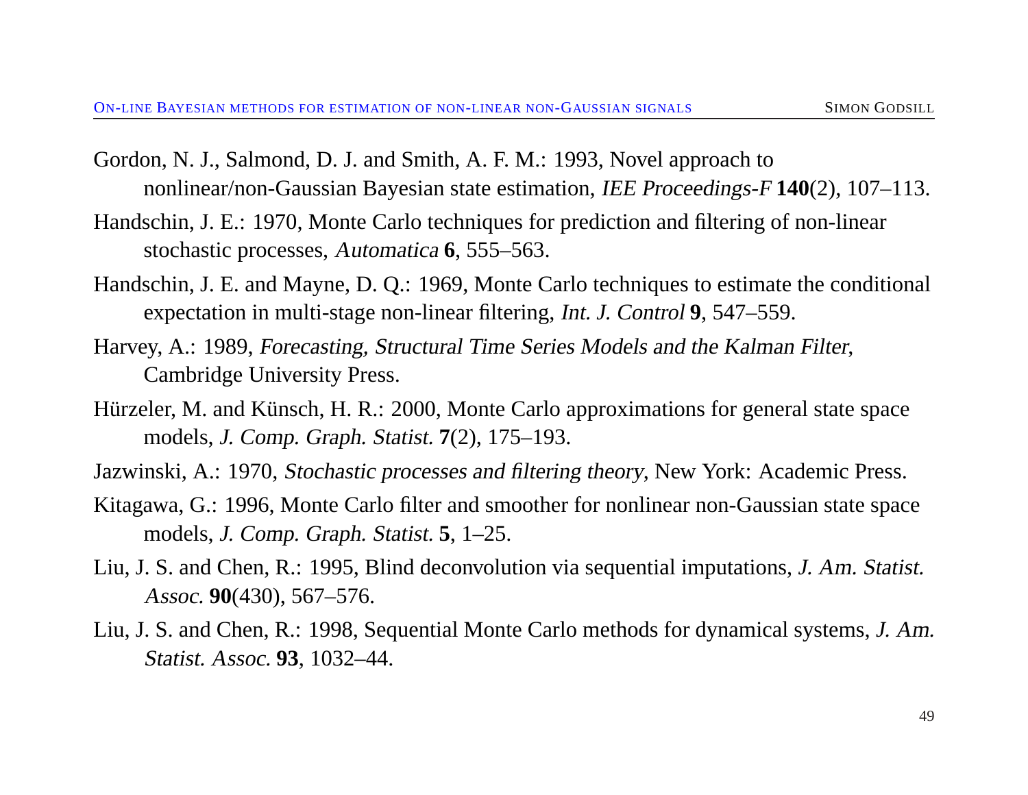Gordon, N. J., Salmond, D. J. and Smith, A. F. M.: 1993, Novel approach to nonlinear/non-Gaussian Bayesian state estimation, *IEE Proceedings-F* **140**(2), 107–113.

Handschin, J. E.: 1970, Monte Carlo techniques for prediction and filtering of non-linear stochastic processes, *Automatica* **6**, 555–563.

Handschin, J. E. and Mayne, D. Q.: 1969, Monte Carlo techniques to estimate the conditional expectation in multi-stage non-linear filtering, *Int. J. Control* **9**, 547–559.

Harvey, A.: 1989, *Forecasting, Structural Time Series Models and the Kalman Filter*, Cambridge University Press.

Hürzeler, M. and Künsch, H. R.: 2000, Monte Carlo approximations for general state space models, *J. Comp. Graph. Statist.* **7**(2), 175–193.

Jazwinski, A.: 1970, *Stochastic processes and filtering theory*, New York: Academic Press.

Kitagawa, G.: 1996, Monte Carlo filter and smoother for nonlinear non-Gaussian state space models, *J. Comp. Graph. Statist.* **5**, 1–25.

Liu, J. S. and Chen, R.: 1995, Blind deconvolution via sequential imputations, *J. Am. Statist. Assoc.* **90**(430), 567–576.

Liu, J. S. and Chen, R.: 1998, Sequential Monte Carlo methods for dynamical systems, *J. Am. Statist. Assoc.* **93**, 1032–44.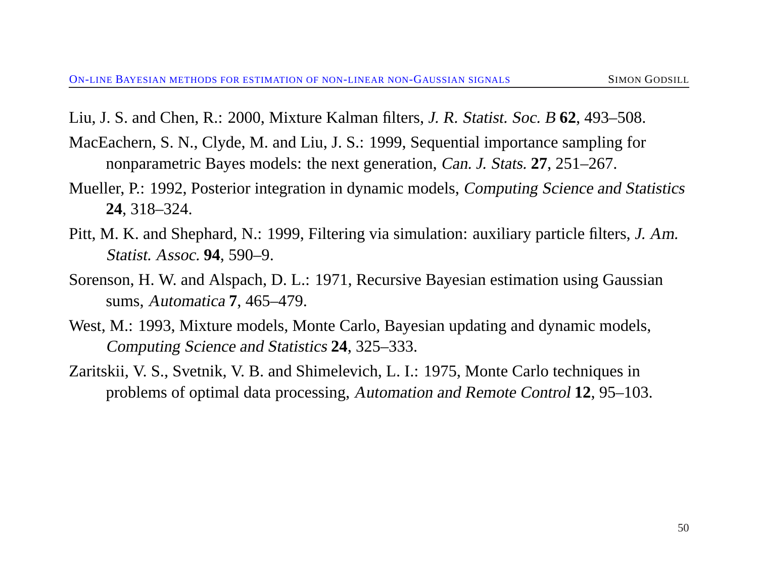Liu, J. S. and Chen, R.: 2000, Mixture Kalman filters, *J. R. Statist. Soc. B* **62**, 493–508.

MacEachern, S. N., Clyde, M. and Liu, J. S.: 1999, Sequential importance sampling for nonparametric Bayes models: the next generation, *Can. J. Stats.* **27**, 251–267.

Mueller, P.: 1992, Posterior integration in dynamic models, *Computing Science and Statistics* **24**, 318–324.

Pitt, M. K. and Shephard, N.: 1999, Filtering via simulation: auxiliary particle filters, *J. Am. Statist. Assoc.* **94**, 590–9.

Sorenson, H. W. and Alspach, D. L.: 1971, Recursive Bayesian estimation using Gaussian sums, *Automatica* **7**, 465–479.

West, M.: 1993, Mixture models, Monte Carlo, Bayesian updating and dynamic models, *Computing Science and Statistics* **24**, 325–333.

Zaritskii, V. S., Svetnik, V. B. and Shimelevich, L. I.: 1975, Monte Carlo techniques in problems of optimal data processing, *Automation and Remote Control* **12**, 95–103.